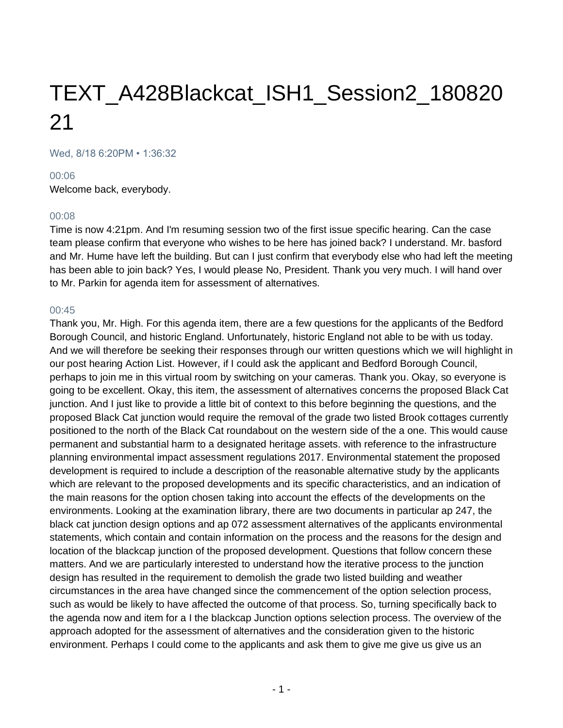# TEXT_A428Blackcat_ISH1_Session2_18082021

Wed, 8/18 6:20PM • 1:36:32

00:06

Welcome back, everybody.

00:08

Time is now 4:21pm. And I'm resuming session two of the first issue specific hearing. Can the case team please confirm that everyone who wishes to be here has joined back? I understand. Mr. basford and Mr. Hume have left the building. But can I just confirm that everybody else who had left the meeting has been able to join back? Yes, I would please No, President. Thank you very much. I will hand over to Mr. Parkin for agenda item for assessment of alternatives.

00:45

Thank you, Mr. High. For this agenda item, there are a few questions for the applicants of the Bedford Borough Council, and historic England. Unfortunately, historic England not able to be with us today. And we will therefore be seeking their responses through our written questions which we will highlight in our post hearing Action List. However, if I could ask the applicant and Bedford Borough Council, perhaps to join me in this virtual room by switching on your cameras. Thank you. Okay, so everyone is going to be excellent. Okay, this item, the assessment of alternatives concerns the proposed Black Cat junction. And I just like to provide a little bit of context to this before beginning the questions, and the proposed Black Cat junction would require the removal of the grade two listed Brook cottages currently positioned to the north of the Black Cat roundabout on the western side of the a one. This would cause permanent and substantial harm to a designated heritage assets. with reference to the infrastructure planning environmental impact assessment regulations 2017. Environmental statement the proposed development is required to include a description of the reasonable alternative study by the applicants which are relevant to the proposed developments and its specific characteristics, and an indication of the main reasons for the option chosen taking into account the effects of the developments on the environments. Looking at the examination library, there are two documents in particular ap 247, the black cat junction design options and ap 072 assessment alternatives of the applicants environmental statements, which contain and contain information on the process and the reasons for the design and location of the blackcap junction of the proposed development. Questions that follow concern these matters. And we are particularly interested to understand how the iterative process to the junction design has resulted in the requirement to demolish the grade two listed building and weather circumstances in the area have changed since the commencement of the option selection process, such as would be likely to have affected the outcome of that process. So, turning specifically back to the agenda now and item for a I the blackcap Junction options selection process. The overview of the approach adopted for the assessment of alternatives and the consideration given to the historic environment. Perhaps I could come to the applicants and ask them to give me give us give us an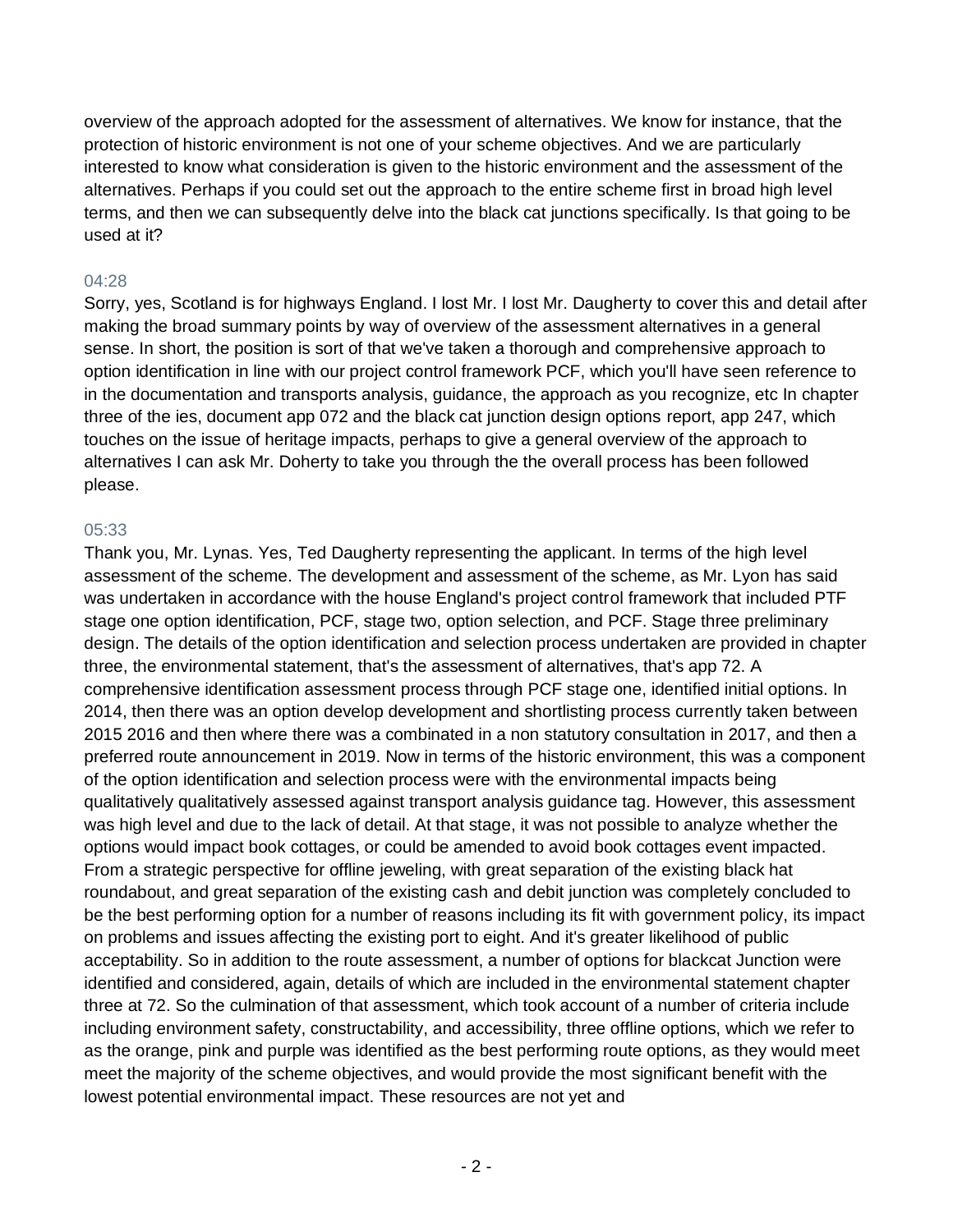overview of the approach adopted for the assessment of alternatives. We know for instance, that the protection of historic environment is not one of your scheme objectives. And we are particularly interested to know what consideration is given to the historic environment and the assessment of the alternatives. Perhaps if you could set out the approach to the entire scheme first in broad high level terms, and then we can subsequently delve into the black cat junctions specifically. Is that going to be used at it?

04:28

Sorry, yes, Scotland is for highways England. I lost Mr. I lost Mr. Daugherty to cover this and detail after making the broad summary points by way of overview of the assessment alternatives in a general sense. In short, the position is sort of that we've taken a thorough and comprehensive approach to option identification in line with our project control framework PCF, which you'll have seen reference to in the documentation and transports analysis, guidance, the approach as you recognize, etc In chapter three of the ies, document app 072 and the black cat junction design options report, app 247, which touches on the issue of heritage impacts, perhaps to give a general overview of the approach to alternatives I can ask Mr. Doherty to take you through the the overall process has been followed please.

05:33

Thank you, Mr. Lynas. Yes, Ted Daugherty representing the applicant. In terms of the high level assessment of the scheme. The development and assessment of the scheme, as Mr. Lyon has said was undertaken in accordance with the house England's project control framework that included PTF stage one option identification, PCF, stage two, option selection, and PCF. Stage three preliminary design. The details of the option identification and selection process undertaken are provided in chapter three, the environmental statement, that's the assessment of alternatives, that's app 72. A comprehensive identification assessment process through PCF stage one, identified initial options. In 2014, then there was an option develop development and shortlisting process currently taken between 2015 2016 and then where there was a combinated in a non statutory consultation in 2017, and then a preferred route announcement in 2019. Now in terms of the historic environment, this was a component of the option identification and selection process were with the environmental impacts being qualitatively qualitatively assessed against transport analysis guidance tag. However, this assessment was high level and due to the lack of detail. At that stage, it was not possible to analyze whether the options would impact book cottages, or could be amended to avoid book cottages event impacted. From a strategic perspective for offline jeweling, with great separation of the existing black hat roundabout, and great separation of the existing cash and debit junction was completely concluded to be the best performing option for a number of reasons including its fit with government policy, its impact on problems and issues affecting the existing port to eight. And it's greater likelihood of public acceptability. So in addition to the route assessment, a number of options for blackcat Junction were identified and considered, again, details of which are included in the environmental statement chapter three at 72. So the culmination of that assessment, which took account of a number of criteria include including environment safety, constructability, and accessibility, three offline options, which we refer to as the orange, pink and purple was identified as the best performing route options, as they would meet meet the majority of the scheme objectives, and would provide the most significant benefit with the lowest potential environmental impact. These resources are not yet and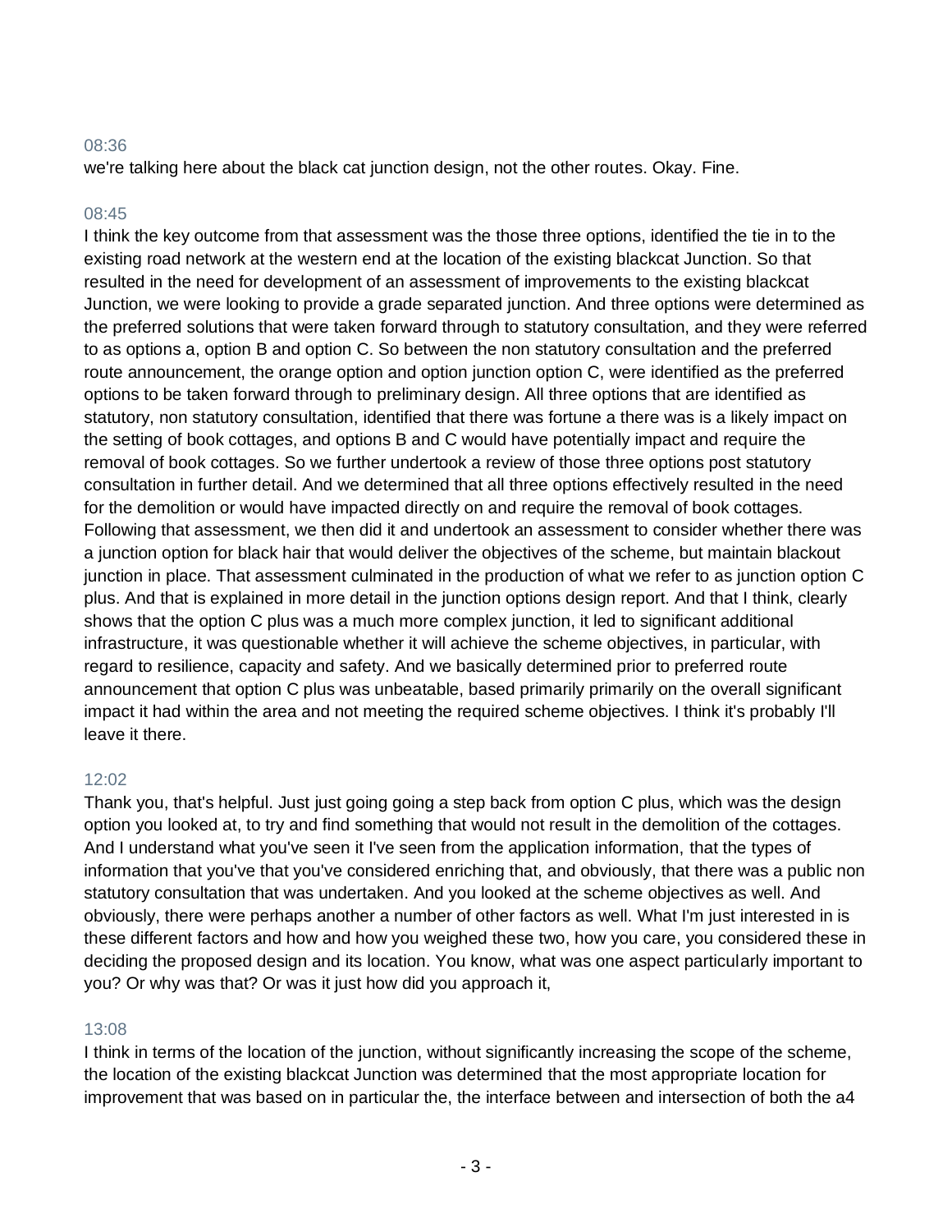08:36

we're talking here about the black cat junction design, not the other routes. Okay. Fine.

08:45

I think the key outcome from that assessment was the those three options, identified the tie in to the existing road network at the western end at the location of the existing blackcat Junction. So that resulted in the need for development of an assessment of improvements to the existing blackcat Junction, we were looking to provide a grade separated junction. And three options were determined as the preferred solutions that were taken forward through to statutory consultation, and they were referred to as options a, option B and option C. So between the non statutory consultation and the preferred route announcement, the orange option and option junction option C, were identified as the preferred options to be taken forward through to preliminary design. All three options that are identified as statutory, non statutory consultation, identified that there was fortune a there was is a likely impact on the setting of book cottages, and options B and C would have potentially impact and require the removal of book cottages. So we further undertook a review of those three options post statutory consultation in further detail. And we determined that all three options effectively resulted in the need for the demolition or would have impacted directly on and require the removal of book cottages. Following that assessment, we then did it and undertook an assessment to consider whether there was a junction option for black hair that would deliver the objectives of the scheme, but maintain blackout junction in place. That assessment culminated in the production of what we refer to as junction option C plus. And that is explained in more detail in the junction options design report. And that I think, clearly shows that the option C plus was a much more complex junction, it led to significant additional infrastructure, it was questionable whether it will achieve the scheme objectives, in particular, with regard to resilience, capacity and safety. And we basically determined prior to preferred route announcement that option C plus was unbeatable, based primarily primarily on the overall significant impact it had within the area and not meeting the required scheme objectives. I think it's probably I'll leave it there.

12:02

Thank you, that's helpful. Just just going going a step back from option C plus, which was the design option you looked at, to try and find something that would not result in the demolition of the cottages. And I understand what you've seen it I've seen from the application information, that the types of information that you've that you've considered enriching that, and obviously, that there was a public non statutory consultation that was undertaken. And you looked at the scheme objectives as well. And obviously, there were perhaps another a number of other factors as well. What I'm just interested in is these different factors and how and how you weighed these two, how you care, you considered these in deciding the proposed design and its location. You know, what was one aspect particularly important to you? Or why was that? Or was it just how did you approach it,

13:08

I think in terms of the location of the junction, without significantly increasing the scope of the scheme, the location of the existing blackcat Junction was determined that the most appropriate location for improvement that was based on in particular the, the interface between and intersection of both the a4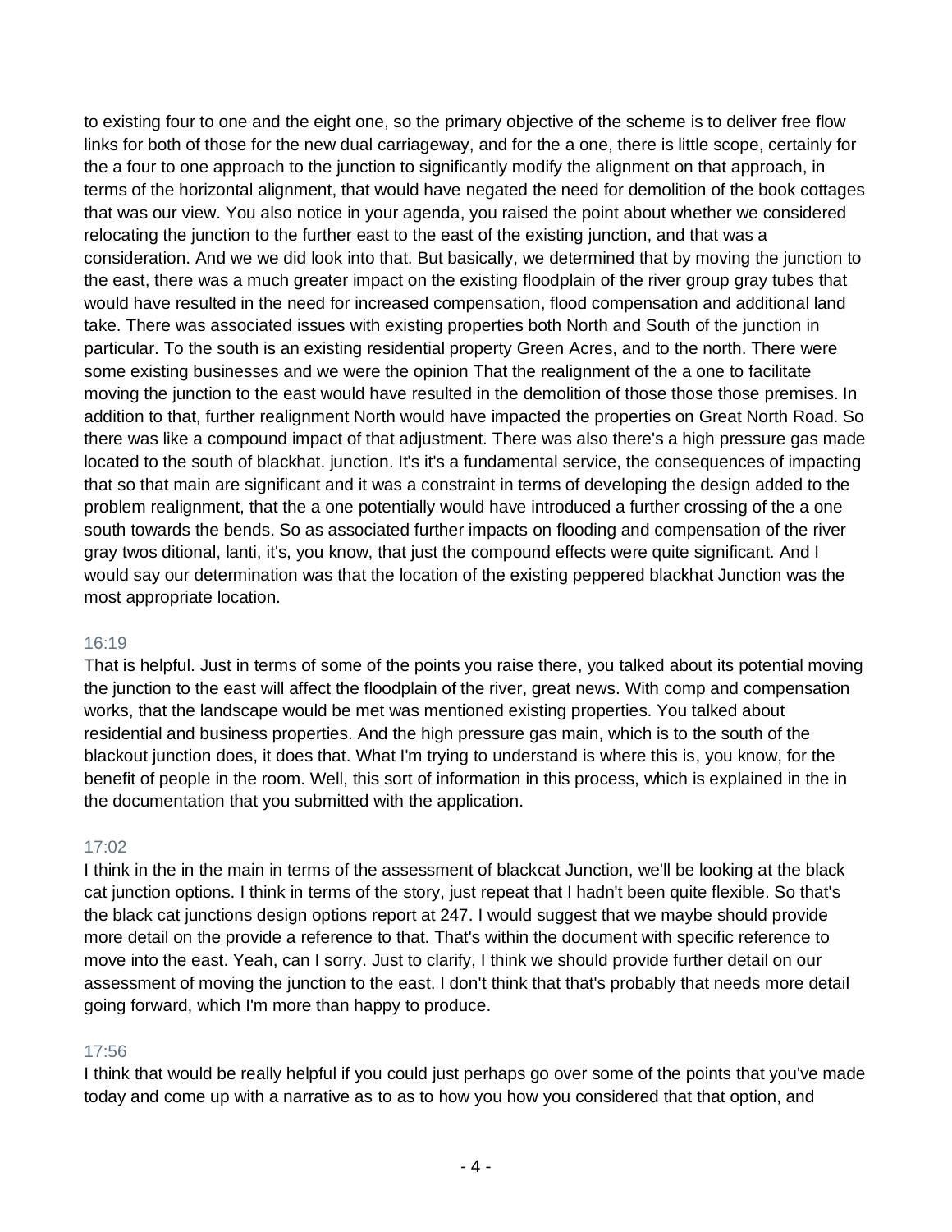to existing four to one and the eight one, so the primary objective of the scheme is to deliver free flow links for both of those for the new dual carriageway, and for the a one, there is little scope, certainly for the a four to one approach to the junction to significantly modify the alignment on that approach, in terms of the horizontal alignment, that would have negated the need for demolition of the book cottages that was our view. You also notice in your agenda, you raised the point about whether we considered relocating the junction to the further east to the east of the existing junction, and that was a consideration. And we we did look into that. But basically, we determined that by moving the junction to the east, there was a much greater impact on the existing floodplain of the river group gray tubes that would have resulted in the need for increased compensation, flood compensation and additional land take. There was associated issues with existing properties both North and South of the junction in particular. To the south is an existing residential property Green Acres, and to the north. There were some existing businesses and we were the opinion That the realignment of the a one to facilitate moving the junction to the east would have resulted in the demolition of those those those premises. In addition to that, further realignment North would have impacted the properties on Great North Road. So there was like a compound impact of that adjustment. There was also there's a high pressure gas made located to the south of blackhat. junction. It's it's a fundamental service, the consequences of impacting that so that main are significant and it was a constraint in terms of developing the design added to the problem realignment, that the a one potentially would have introduced a further crossing of the a one south towards the bends. So as associated further impacts on flooding and compensation of the river gray twos ditional, lanti, it's, you know, that just the compound effects were quite significant. And I would say our determination was that the location of the existing peppered blackhat Junction was the most appropriate location.

16:19

That is helpful. Just in terms of some of the points you raise there, you talked about its potential moving the junction to the east will affect the floodplain of the river, great news. With comp and compensation works, that the landscape would be met was mentioned existing properties. You talked about residential and business properties. And the high pressure gas main, which is to the south of the blackout junction does, it does that. What I'm trying to understand is where this is, you know, for the benefit of people in the room. Well, this sort of information in this process, which is explained in the in the documentation that you submitted with the application.

17:02

I think in the in the main in terms of the assessment of blackcat Junction, we'll be looking at the black cat junction options. I think in terms of the story, just repeat that I hadn't been quite flexible. So that's the black cat junctions design options report at 247. I would suggest that we maybe should provide more detail on the provide a reference to that. That's within the document with specific reference to move into the east. Yeah, can I sorry. Just to clarify, I think we should provide further detail on our assessment of moving the junction to the east. I don't think that that's probably that needs more detail going forward, which I'm more than happy to produce.

17:56

I think that would be really helpful if you could just perhaps go over some of the points that you've made today and come up with a narrative as to as to how you how you considered that that option, and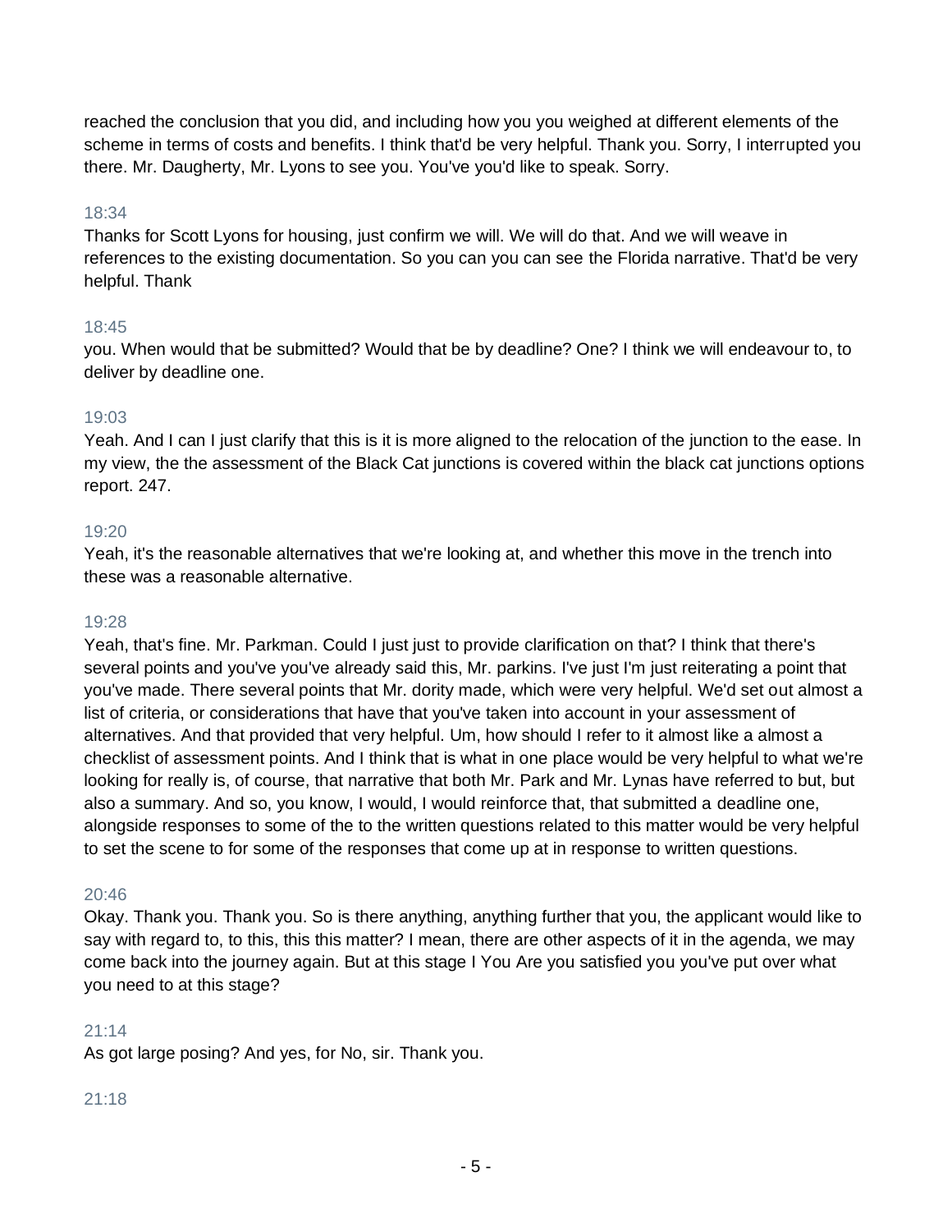reached the conclusion that you did, and including how you you weighed at different elements of the scheme in terms of costs and benefits. I think that'd be very helpful. Thank you. Sorry, I interrupted you there. Mr. Daugherty, Mr. Lyons to see you. You've you'd like to speak. Sorry.

18:34

Thanks for Scott Lyons for housing, just confirm we will. We will do that. And we will weave in references to the existing documentation. So you can you can see the Florida narrative. That'd be very helpful. Thank

18:45

you. When would that be submitted? Would that be by deadline? One? I think we will endeavour to, to deliver by deadline one.

19:03

Yeah. And I can I just clarify that this is it is more aligned to the relocation of the junction to the ease. In my view, the the assessment of the Black Cat junctions is covered within the black cat junctions options report. 247.

19:20

Yeah, it's the reasonable alternatives that we're looking at, and whether this move in the trench into these was a reasonable alternative.

19:28

Yeah, that's fine. Mr. Parkman. Could I just just to provide clarification on that? I think that there's several points and you've you've already said this, Mr. parkins. I've just I'm just reiterating a point that you've made. There several points that Mr. dority made, which were very helpful. We'd set out almost a list of criteria, or considerations that have that you've taken into account in your assessment of alternatives. And that provided that very helpful. Um, how should I refer to it almost like a almost a checklist of assessment points. And I think that is what in one place would be very helpful to what we're looking for really is, of course, that narrative that both Mr. Park and Mr. Lynas have referred to but, but also a summary. And so, you know, I would, I would reinforce that, that submitted a deadline one, alongside responses to some of the to the written questions related to this matter would be very helpful to set the scene to for some of the responses that come up at in response to written questions.

20:46

Okay. Thank you. Thank you. So is there anything, anything further that you, the applicant would like to say with regard to, to this, this this matter? I mean, there are other aspects of it in the agenda, we may come back into the journey again. But at this stage I You Are you satisfied you you've put over what you need to at this stage?

21:14

As got large posing? And yes, for No, sir. Thank you.

21:18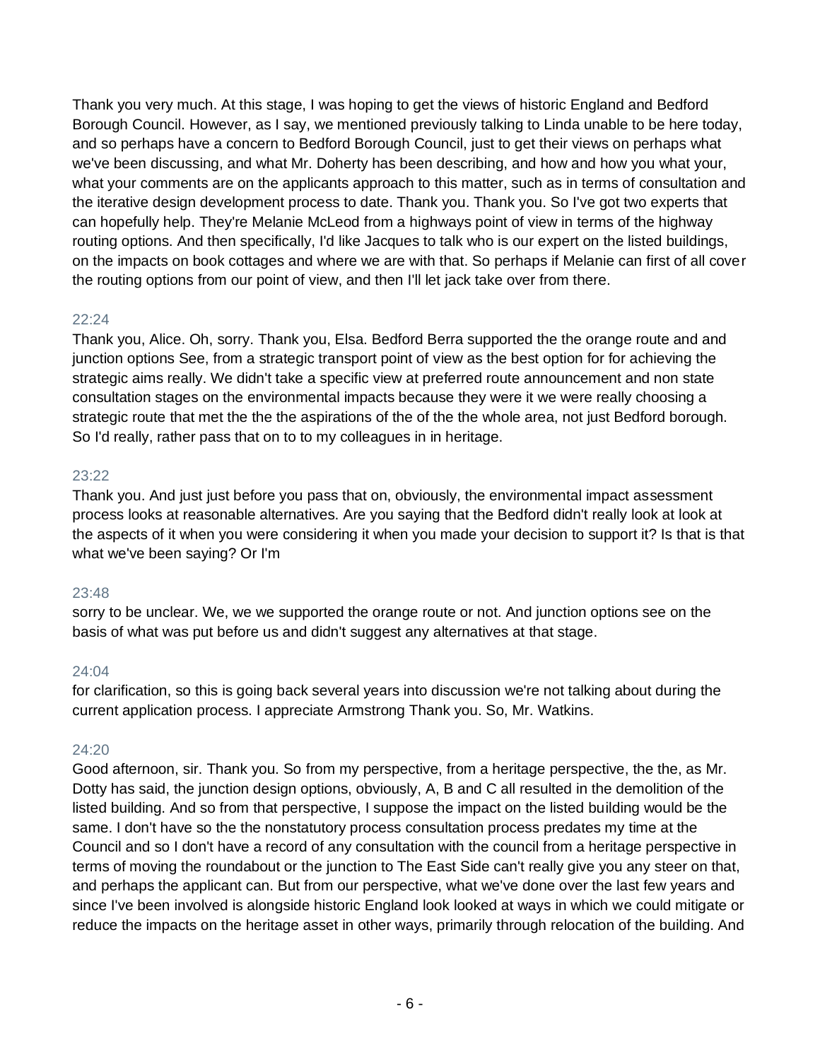Thank you very much. At this stage, I was hoping to get the views of historic England and Bedford Borough Council. However, as I say, we mentioned previously talking to Linda unable to be here today, and so perhaps have a concern to Bedford Borough Council, just to get their views on perhaps what we've been discussing, and what Mr. Doherty has been describing, and how and how you what your, what your comments are on the applicants approach to this matter, such as in terms of consultation and the iterative design development process to date. Thank you. Thank you. So I've got two experts that can hopefully help. They're Melanie McLeod from a highways point of view in terms of the highway routing options. And then specifically, I'd like Jacques to talk who is our expert on the listed buildings, on the impacts on book cottages and where we are with that. So perhaps if Melanie can first of all cover the routing options from our point of view, and then I'll let jack take over from there.

22:24

Thank you, Alice. Oh, sorry. Thank you, Elsa. Bedford Berra supported the the orange route and and junction options See, from a strategic transport point of view as the best option for for achieving the strategic aims really. We didn't take a specific view at preferred route announcement and non state consultation stages on the environmental impacts because they were it we were really choosing a strategic route that met the the the aspirations of the of the the whole area, not just Bedford borough. So I'd really, rather pass that on to to my colleagues in in heritage.

23:22

Thank you. And just just before you pass that on, obviously, the environmental impact assessment process looks at reasonable alternatives. Are you saying that the Bedford didn't really look at look at the aspects of it when you were considering it when you made your decision to support it? Is that is that what we've been saying? Or I'm

23:48

sorry to be unclear. We, we we supported the orange route or not. And junction options see on the basis of what was put before us and didn't suggest any alternatives at that stage.

24:04

for clarification, so this is going back several years into discussion we're not talking about during the current application process. I appreciate Armstrong Thank you. So, Mr. Watkins.

24:20

Good afternoon, sir. Thank you. So from my perspective, from a heritage perspective, the the, as Mr. Dotty has said, the junction design options, obviously, A, B and C all resulted in the demolition of the listed building. And so from that perspective, I suppose the impact on the listed building would be the same. I don't have so the the nonstatutory process consultation process predates my time at the Council and so I don't have a record of any consultation with the council from a heritage perspective in terms of moving the roundabout or the junction to The East Side can't really give you any steer on that, and perhaps the applicant can. But from our perspective, what we've done over the last few years and since I've been involved is alongside historic England look looked at ways in which we could mitigate or reduce the impacts on the heritage asset in other ways, primarily through relocation of the building. And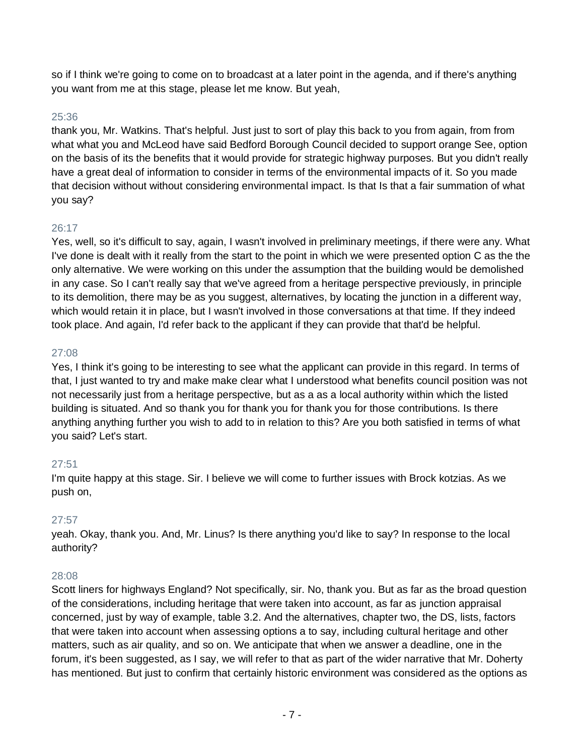so if I think we're going to come on to broadcast at a later point in the agenda, and if there's anything you want from me at this stage, please let me know. But yeah,

25:36

thank you, Mr. Watkins. That's helpful. Just just to sort of play this back to you from again, from from what what you and McLeod have said Bedford Borough Council decided to support orange See, option on the basis of its the benefits that it would provide for strategic highway purposes. But you didn't really have a great deal of information to consider in terms of the environmental impacts of it. So you made that decision without without considering environmental impact. Is that Is that a fair summation of what you say?

26:17

Yes, well, so it's difficult to say, again, I wasn't involved in preliminary meetings, if there were any. What I've done is dealt with it really from the start to the point in which we were presented option C as the the only alternative. We were working on this under the assumption that the building would be demolished in any case. So I can't really say that we've agreed from a heritage perspective previously, in principle to its demolition, there may be as you suggest, alternatives, by locating the junction in a different way, which would retain it in place, but I wasn't involved in those conversations at that time. If they indeed took place. And again, I'd refer back to the applicant if they can provide that that'd be helpful.

27:08

Yes, I think it's going to be interesting to see what the applicant can provide in this regard. In terms of that, I just wanted to try and make make clear what I understood what benefits council position was not not necessarily just from a heritage perspective, but as a as a local authority within which the listed building is situated. And so thank you for thank you for thank you for those contributions. Is there anything anything further you wish to add to in relation to this? Are you both satisfied in terms of what you said? Let's start.

27:51

I'm quite happy at this stage. Sir. I believe we will come to further issues with Brock kotzias. As we push on,

27:57

yeah. Okay, thank you. And, Mr. Linus? Is there anything you'd like to say? In response to the local authority?

28:08

Scott liners for highways England? Not specifically, sir. No, thank you. But as far as the broad question of the considerations, including heritage that were taken into account, as far as junction appraisal concerned, just by way of example, table 3.2. And the alternatives, chapter two, the DS, lists, factors that were taken into account when assessing options a to say, including cultural heritage and other matters, such as air quality, and so on. We anticipate that when we answer a deadline, one in the forum, it's been suggested, as I say, we will refer to that as part of the wider narrative that Mr. Doherty has mentioned. But just to confirm that certainly historic environment was considered as the options as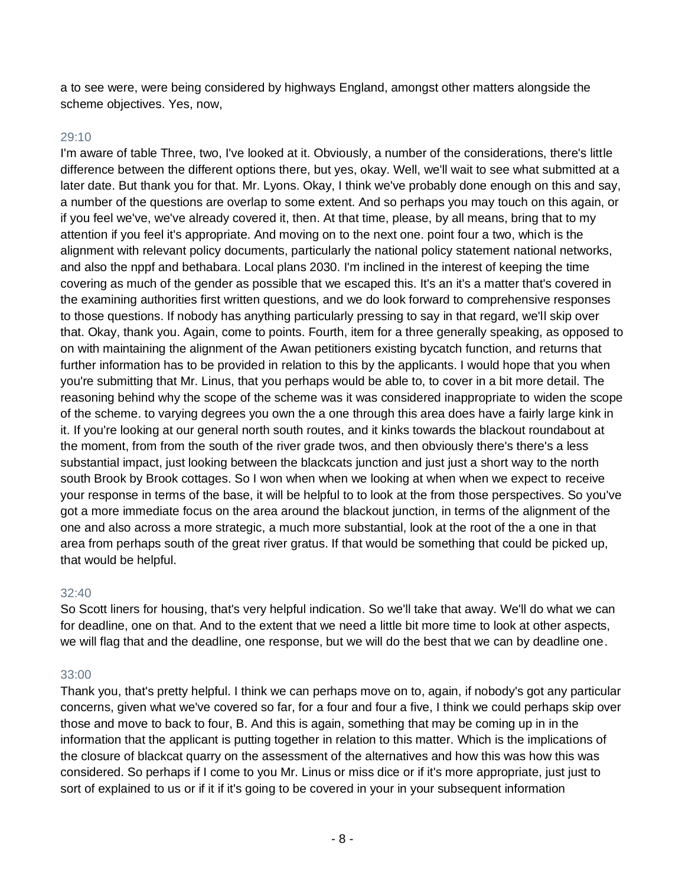a to see were, were being considered by highways England, amongst other matters alongside the scheme objectives. Yes, now,

29:10

I'm aware of table Three, two, I've looked at it. Obviously, a number of the considerations, there's little difference between the different options there, but yes, okay. Well, we'll wait to see what submitted at a later date. But thank you for that. Mr. Lyons. Okay, I think we've probably done enough on this and say, a number of the questions are overlap to some extent. And so perhaps you may touch on this again, or if you feel we've, we've already covered it, then. At that time, please, by all means, bring that to my attention if you feel it's appropriate. And moving on to the next one. point four a two, which is the alignment with relevant policy documents, particularly the national policy statement national networks, and also the nppf and bethabara. Local plans 2030. I'm inclined in the interest of keeping the time covering as much of the gender as possible that we escaped this. It's an it's a matter that's covered in the examining authorities first written questions, and we do look forward to comprehensive responses to those questions. If nobody has anything particularly pressing to say in that regard, we'll skip over that. Okay, thank you. Again, come to points. Fourth, item for a three generally speaking, as opposed to on with maintaining the alignment of the Awan petitioners existing bycatch function, and returns that further information has to be provided in relation to this by the applicants. I would hope that you when you're submitting that Mr. Linus, that you perhaps would be able to, to cover in a bit more detail. The reasoning behind why the scope of the scheme was it was considered inappropriate to widen the scope of the scheme. to varying degrees you own the a one through this area does have a fairly large kink in it. If you're looking at our general north south routes, and it kinks towards the blackout roundabout at the moment, from from the south of the river grade twos, and then obviously there's there's a less substantial impact, just looking between the blackcats junction and just just a short way to the north south Brook by Brook cottages. So I won when when we looking at when when we expect to receive your response in terms of the base, it will be helpful to to look at the from those perspectives. So you've got a more immediate focus on the area around the blackout junction, in terms of the alignment of the one and also across a more strategic, a much more substantial, look at the root of the a one in that area from perhaps south of the great river gratus. If that would be something that could be picked up, that would be helpful.

32:40

So Scott liners for housing, that's very helpful indication. So we'll take that away. We'll do what we can for deadline, one on that. And to the extent that we need a little bit more time to look at other aspects, we will flag that and the deadline, one response, but we will do the best that we can by deadline one.

33:00

Thank you, that's pretty helpful. I think we can perhaps move on to, again, if nobody's got any particular concerns, given what we've covered so far, for a four and four a five, I think we could perhaps skip over those and move to back to four, B. And this is again, something that may be coming up in in the information that the applicant is putting together in relation to this matter. Which is the implications of the closure of blackcat quarry on the assessment of the alternatives and how this was how this was considered. So perhaps if I come to you Mr. Linus or miss dice or if it's more appropriate, just just to sort of explained to us or if it if it's going to be covered in your in your subsequent information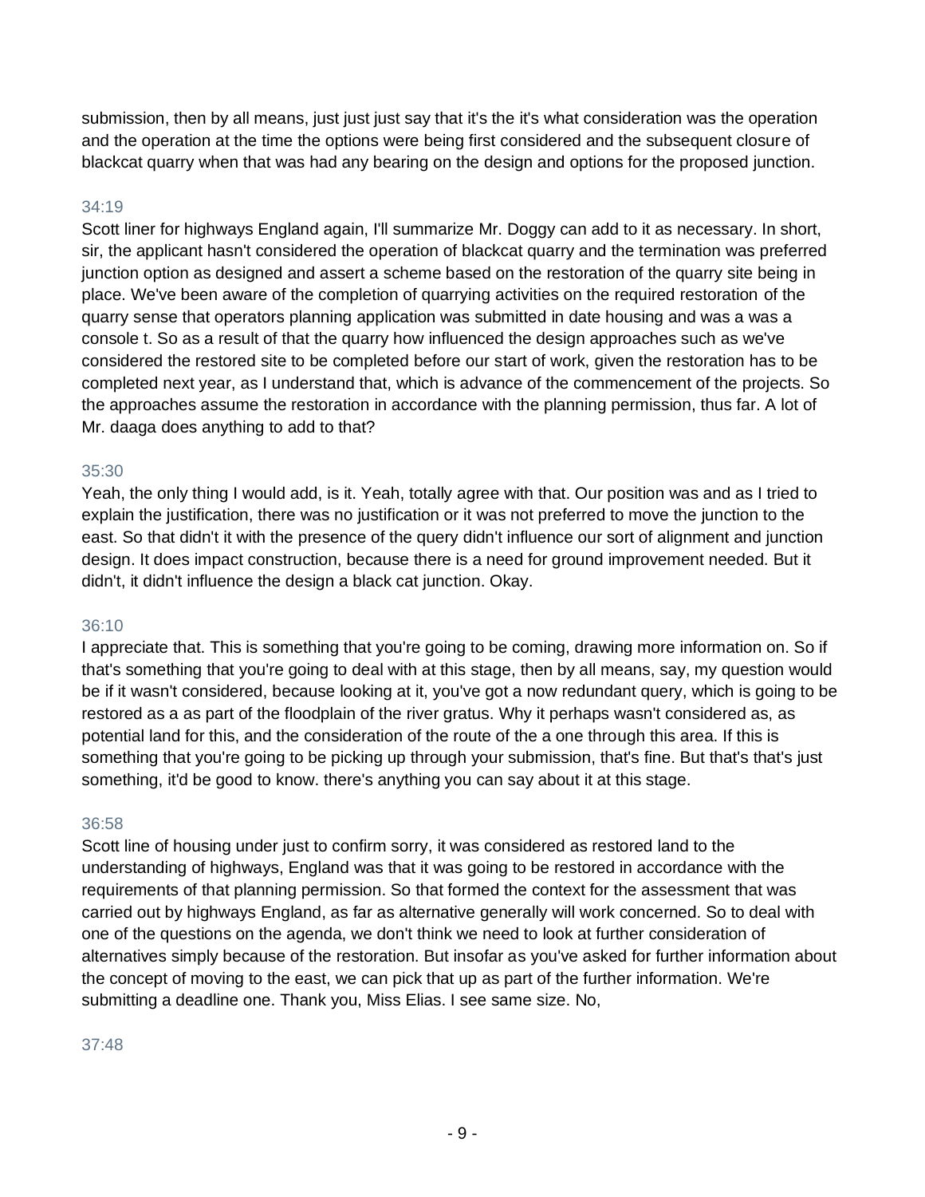submission, then by all means, just just just say that it's the it's what consideration was the operation and the operation at the time the options were being first considered and the subsequent closure of blackcat quarry when that was had any bearing on the design and options for the proposed junction.

34:19

Scott liner for highways England again, I'll summarize Mr. Doggy can add to it as necessary. In short, sir, the applicant hasn't considered the operation of blackcat quarry and the termination was preferred junction option as designed and assert a scheme based on the restoration of the quarry site being in place. We've been aware of the completion of quarrying activities on the required restoration of the quarry sense that operators planning application was submitted in date housing and was a was a console t. So as a result of that the quarry how influenced the design approaches such as we've considered the restored site to be completed before our start of work, given the restoration has to be completed next year, as I understand that, which is advance of the commencement of the projects. So the approaches assume the restoration in accordance with the planning permission, thus far. A lot of Mr. daaga does anything to add to that?

35:30

Yeah, the only thing I would add, is it. Yeah, totally agree with that. Our position was and as I tried to explain the justification, there was no justification or it was not preferred to move the junction to the east. So that didn't it with the presence of the query didn't influence our sort of alignment and junction design. It does impact construction, because there is a need for ground improvement needed. But it didn't, it didn't influence the design a black cat junction. Okay.

36:10

I appreciate that. This is something that you're going to be coming, drawing more information on. So if that's something that you're going to deal with at this stage, then by all means, say, my question would be if it wasn't considered, because looking at it, you've got a now redundant query, which is going to be restored as a as part of the floodplain of the river gratus. Why it perhaps wasn't considered as, as potential land for this, and the consideration of the route of the a one through this area. If this is something that you're going to be picking up through your submission, that's fine. But that's that's just something, it'd be good to know. there's anything you can say about it at this stage.

36:58

Scott line of housing under just to confirm sorry, it was considered as restored land to the understanding of highways, England was that it was going to be restored in accordance with the requirements of that planning permission. So that formed the context for the assessment that was carried out by highways England, as far as alternative generally will work concerned. So to deal with one of the questions on the agenda, we don't think we need to look at further consideration of alternatives simply because of the restoration. But insofar as you've asked for further information about the concept of moving to the east, we can pick that up as part of the further information. We're submitting a deadline one. Thank you, Miss Elias. I see same size. No,

37:48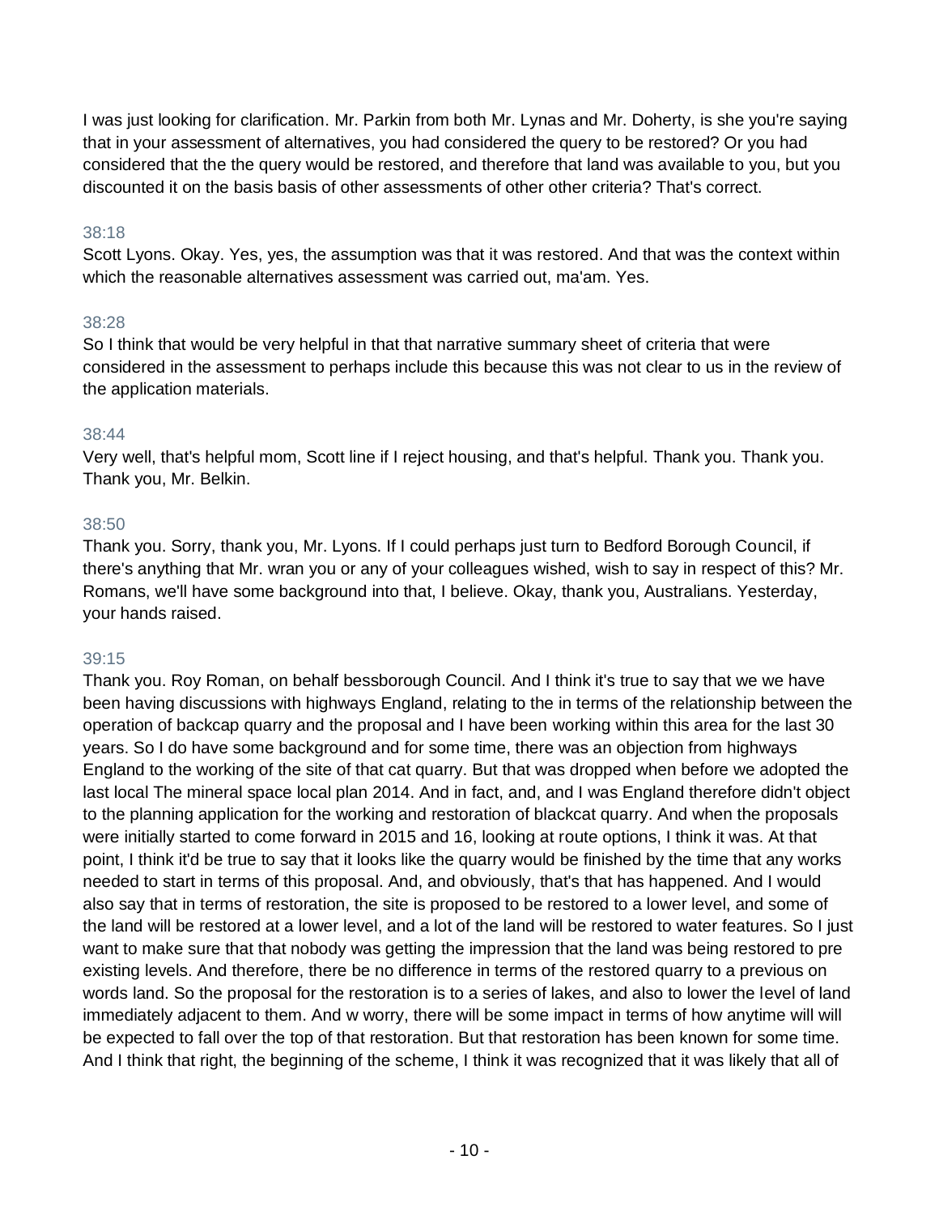I was just looking for clarification. Mr. Parkin from both Mr. Lynas and Mr. Doherty, is she you're saying that in your assessment of alternatives, you had considered the query to be restored? Or you had considered that the the query would be restored, and therefore that land was available to you, but you discounted it on the basis basis of other assessments of other other criteria? That's correct.

38:18

Scott Lyons. Okay. Yes, yes, the assumption was that it was restored. And that was the context within which the reasonable alternatives assessment was carried out, ma'am. Yes.

38:28

So I think that would be very helpful in that that narrative summary sheet of criteria that were considered in the assessment to perhaps include this because this was not clear to us in the review of the application materials.

38:44

Very well, that's helpful mom, Scott line if I reject housing, and that's helpful. Thank you. Thank you. Thank you, Mr. Belkin.

38:50

Thank you. Sorry, thank you, Mr. Lyons. If I could perhaps just turn to Bedford Borough Council, if there's anything that Mr. wran you or any of your colleagues wished, wish to say in respect of this? Mr. Romans, we'll have some background into that, I believe. Okay, thank you, Australians. Yesterday, your hands raised.

39:15

Thank you. Roy Roman, on behalf bessborough Council. And I think it's true to say that we we have been having discussions with highways England, relating to the in terms of the relationship between the operation of backcap quarry and the proposal and I have been working within this area for the last 30 years. So I do have some background and for some time, there was an objection from highways England to the working of the site of that cat quarry. But that was dropped when before we adopted the last local The mineral space local plan 2014. And in fact, and, and I was England therefore didn't object to the planning application for the working and restoration of blackcat quarry. And when the proposals were initially started to come forward in 2015 and 16, looking at route options, I think it was. At that point, I think it'd be true to say that it looks like the quarry would be finished by the time that any works needed to start in terms of this proposal. And, and obviously, that's that has happened. And I would also say that in terms of restoration, the site is proposed to be restored to a lower level, and some of the land will be restored at a lower level, and a lot of the land will be restored to water features. So I just want to make sure that that nobody was getting the impression that the land was being restored to pre existing levels. And therefore, there be no difference in terms of the restored quarry to a previous on words land. So the proposal for the restoration is to a series of lakes, and also to lower the level of land immediately adjacent to them. And w worry, there will be some impact in terms of how anytime will will be expected to fall over the top of that restoration. But that restoration has been known for some time. And I think that right, the beginning of the scheme, I think it was recognized that it was likely that all of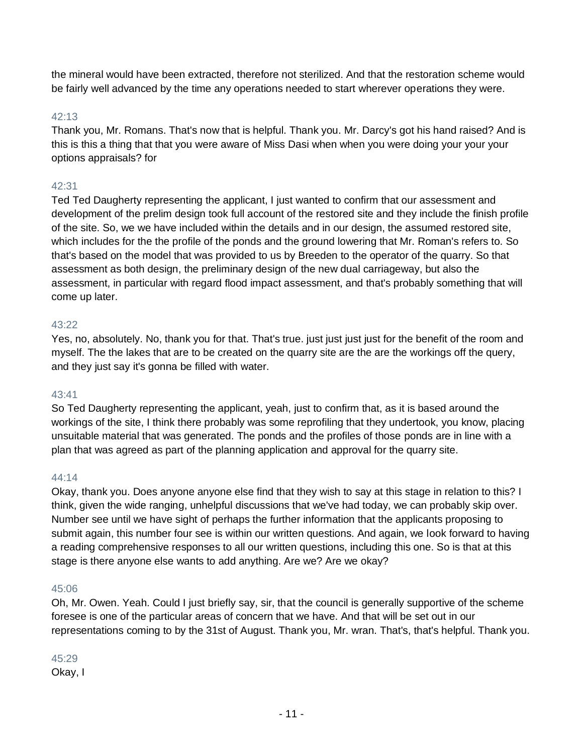the mineral would have been extracted, therefore not sterilized. And that the restoration scheme would be fairly well advanced by the time any operations needed to start wherever operations they were.

42:13

Thank you, Mr. Romans. That's now that is helpful. Thank you. Mr. Darcy's got his hand raised? And is this is this a thing that that you were aware of Miss Dasi when when you were doing your your your options appraisals? for

42:31

Ted Ted Daugherty representing the applicant, I just wanted to confirm that our assessment and development of the prelim design took full account of the restored site and they include the finish profile of the site. So, we we have included within the details and in our design, the assumed restored site, which includes for the the profile of the ponds and the ground lowering that Mr. Roman's refers to. So that's based on the model that was provided to us by Breeden to the operator of the quarry. So that assessment as both design, the preliminary design of the new dual carriageway, but also the assessment, in particular with regard flood impact assessment, and that's probably something that will come up later.

43:22

Yes, no, absolutely. No, thank you for that. That's true. just just just just for the benefit of the room and myself. The the lakes that are to be created on the quarry site are the are the workings off the query, and they just say it's gonna be filled with water.

43:41

So Ted Daugherty representing the applicant, yeah, just to confirm that, as it is based around the workings of the site, I think there probably was some reprofiling that they undertook, you know, placing unsuitable material that was generated. The ponds and the profiles of those ponds are in line with a plan that was agreed as part of the planning application and approval for the quarry site.

44:14

Okay, thank you. Does anyone anyone else find that they wish to say at this stage in relation to this? I think, given the wide ranging, unhelpful discussions that we've had today, we can probably skip over. Number see until we have sight of perhaps the further information that the applicants proposing to submit again, this number four see is within our written questions. And again, we look forward to having a reading comprehensive responses to all our written questions, including this one. So is that at this stage is there anyone else wants to add anything. Are we? Are we okay?

45:06

Oh, Mr. Owen. Yeah. Could I just briefly say, sir, that the council is generally supportive of the scheme foresee is one of the particular areas of concern that we have. And that will be set out in our representations coming to by the 31st of August. Thank you, Mr. wran. That's, that's helpful. Thank you.

45:29

Okay, I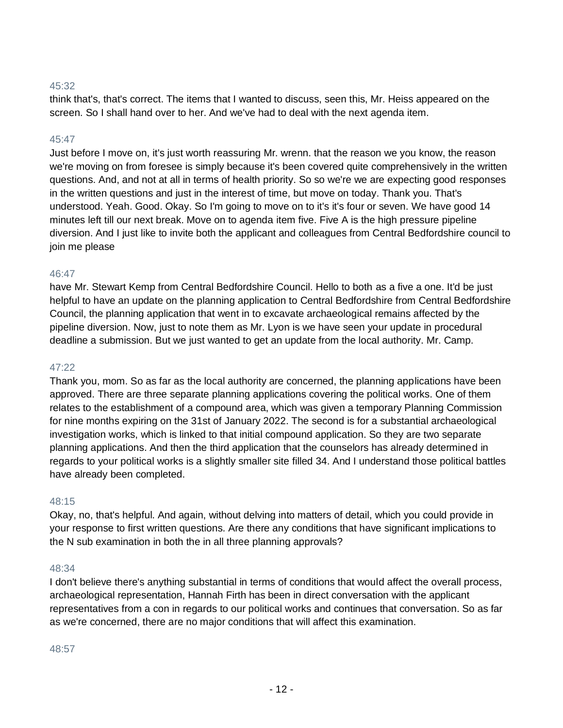45:32

think that's, that's correct. The items that I wanted to discuss, seen this, Mr. Heiss appeared on the screen. So I shall hand over to her. And we've had to deal with the next agenda item.

45:47

Just before I move on, it's just worth reassuring Mr. wrenn. that the reason we you know, the reason we're moving on from foresee is simply because it's been covered quite comprehensively in the written questions. And, and not at all in terms of health priority. So so we're we are expecting good responses in the written questions and just in the interest of time, but move on today. Thank you. That's understood. Yeah. Good. Okay. So I'm going to move on to it's it's four or seven. We have good 14 minutes left till our next break. Move on to agenda item five. Five A is the high pressure pipeline diversion. And I just like to invite both the applicant and colleagues from Central Bedfordshire council to join me please

46:47

have Mr. Stewart Kemp from Central Bedfordshire Council. Hello to both as a five a one. It'd be just helpful to have an update on the planning application to Central Bedfordshire from Central Bedfordshire Council, the planning application that went in to excavate archaeological remains affected by the pipeline diversion. Now, just to note them as Mr. Lyon is we have seen your update in procedural deadline a submission. But we just wanted to get an update from the local authority. Mr. Camp.

47:22

Thank you, mom. So as far as the local authority are concerned, the planning applications have been approved. There are three separate planning applications covering the political works. One of them relates to the establishment of a compound area, which was given a temporary Planning Commission for nine months expiring on the 31st of January 2022. The second is for a substantial archaeological investigation works, which is linked to that initial compound application. So they are two separate planning applications. And then the third application that the counselors has already determined in regards to your political works is a slightly smaller site filled 34. And I understand those political battles have already been completed.

48:15

Okay, no, that's helpful. And again, without delving into matters of detail, which you could provide in your response to first written questions. Are there any conditions that have significant implications to the N sub examination in both the in all three planning approvals?

48:34

I don't believe there's anything substantial in terms of conditions that would affect the overall process, archaeological representation, Hannah Firth has been in direct conversation with the applicant representatives from a con in regards to our political works and continues that conversation. So as far as we're concerned, there are no major conditions that will affect this examination.

48:57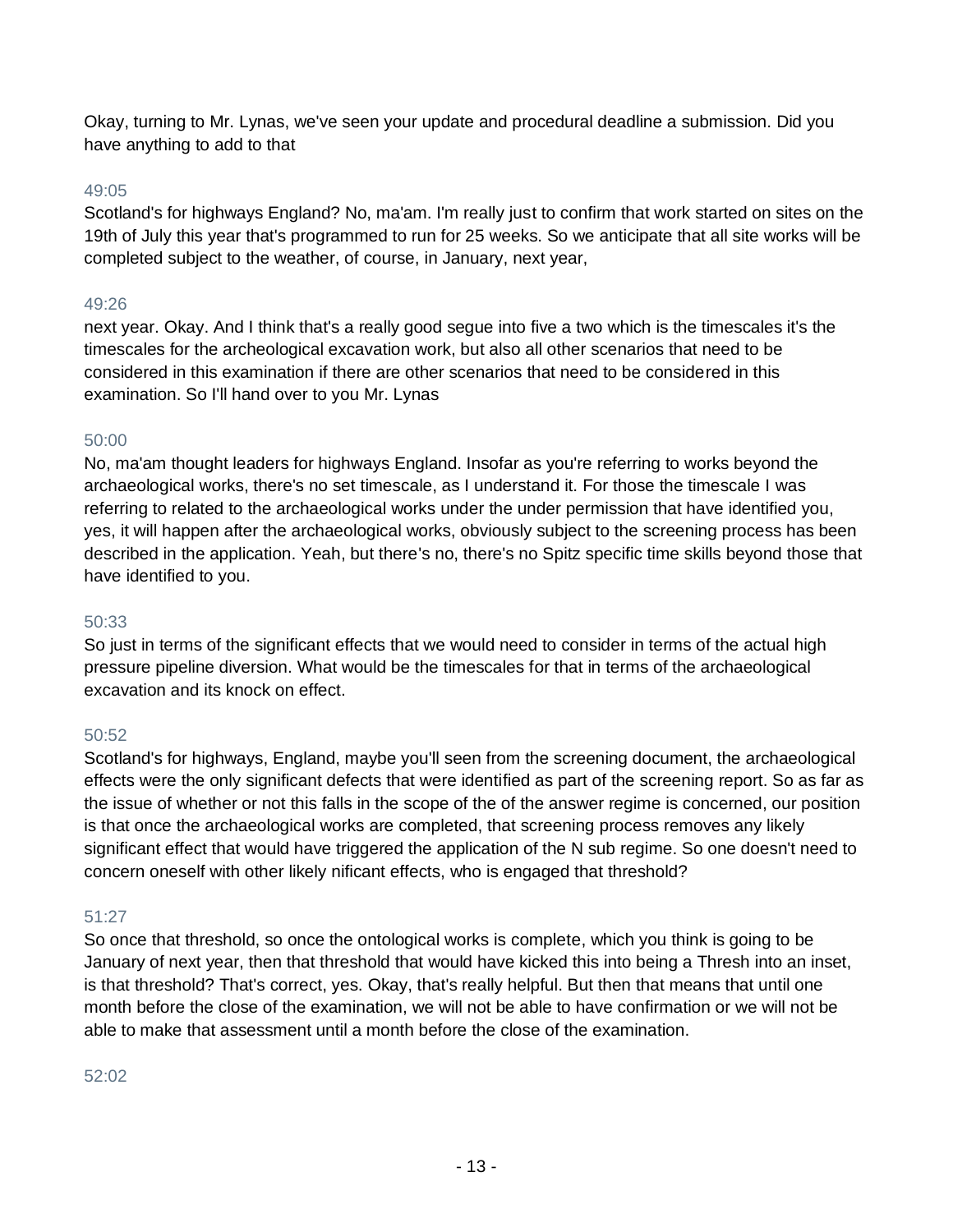Okay, turning to Mr. Lynas, we've seen your update and procedural deadline a submission. Did you have anything to add to that

49:05

Scotland's for highways England? No, ma'am. I'm really just to confirm that work started on sites on the 19th of July this year that's programmed to run for 25 weeks. So we anticipate that all site works will be completed subject to the weather, of course, in January, next year,

49:26

next year. Okay. And I think that's a really good segue into five a two which is the timescales it's the timescales for the archeological excavation work, but also all other scenarios that need to be considered in this examination if there are other scenarios that need to be considered in this examination. So I'll hand over to you Mr. Lynas

50:00

No, ma'am thought leaders for highways England. Insofar as you're referring to works beyond the archaeological works, there's no set timescale, as I understand it. For those the timescale I was referring to related to the archaeological works under the under permission that have identified you, yes, it will happen after the archaeological works, obviously subject to the screening process has been described in the application. Yeah, but there's no, there's no Spitz specific time skills beyond those that have identified to you.

50:33

So just in terms of the significant effects that we would need to consider in terms of the actual high pressure pipeline diversion. What would be the timescales for that in terms of the archaeological excavation and its knock on effect.

50:52

Scotland's for highways, England, maybe you'll seen from the screening document, the archaeological effects were the only significant defects that were identified as part of the screening report. So as far as the issue of whether or not this falls in the scope of the of the answer regime is concerned, our position is that once the archaeological works are completed, that screening process removes any likely significant effect that would have triggered the application of the N sub regime. So one doesn't need to concern oneself with other likely nificant effects, who is engaged that threshold?

51:27

So once that threshold, so once the ontological works is complete, which you think is going to be January of next year, then that threshold that would have kicked this into being a Thresh into an inset, is that threshold? That's correct, yes. Okay, that's really helpful. But then that means that until one month before the close of the examination, we will not be able to have confirmation or we will not be able to make that assessment until a month before the close of the examination.

52:02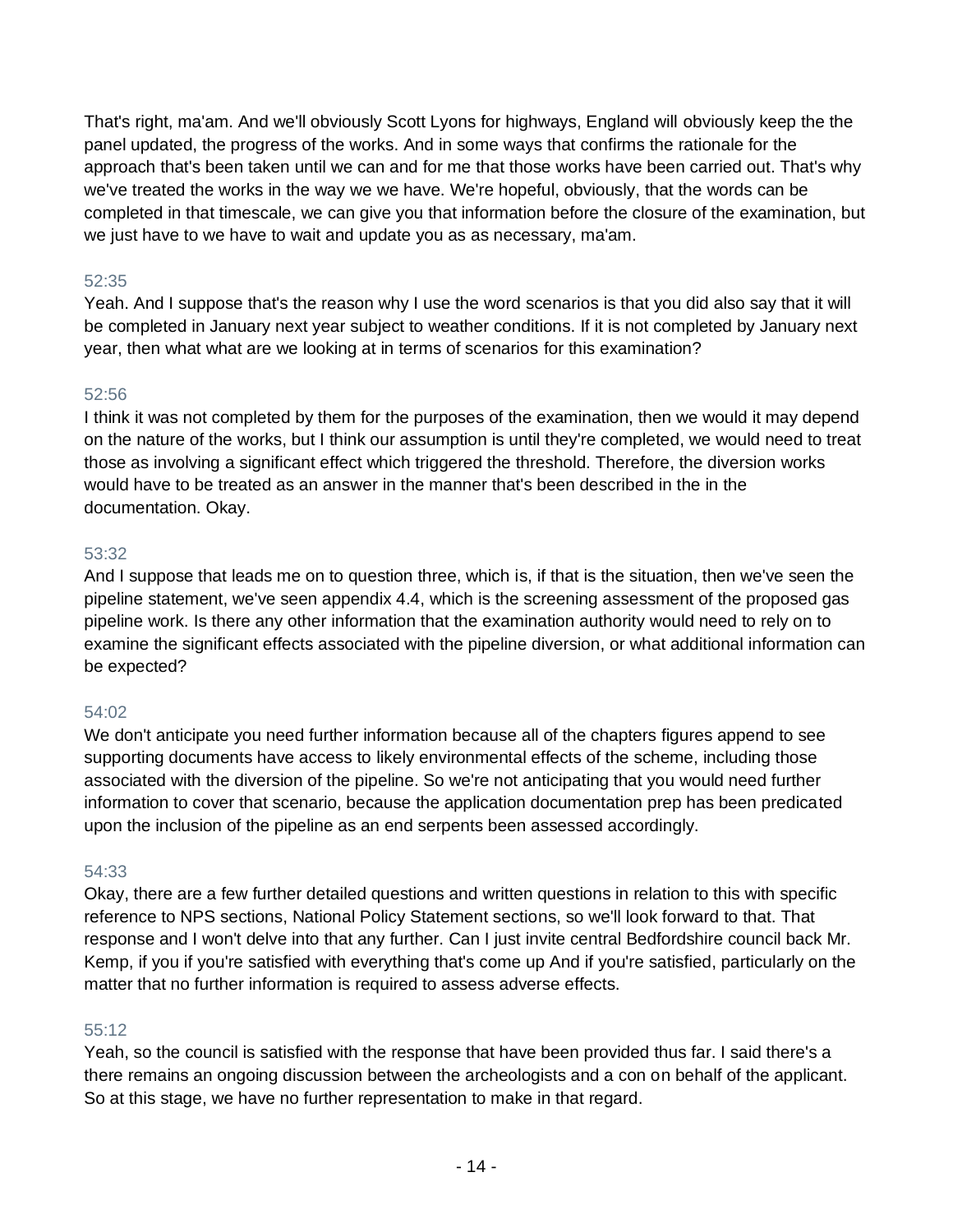That's right, ma'am. And we'll obviously Scott Lyons for highways, England will obviously keep the the panel updated, the progress of the works. And in some ways that confirms the rationale for the approach that's been taken until we can and for me that those works have been carried out. That's why we've treated the works in the way we we have. We're hopeful, obviously, that the words can be completed in that timescale, we can give you that information before the closure of the examination, but we just have to we have to wait and update you as as necessary, ma'am.

52:35

Yeah. And I suppose that's the reason why I use the word scenarios is that you did also say that it will be completed in January next year subject to weather conditions. If it is not completed by January next year, then what what are we looking at in terms of scenarios for this examination?

52:56

I think it was not completed by them for the purposes of the examination, then we would it may depend on the nature of the works, but I think our assumption is until they're completed, we would need to treat those as involving a significant effect which triggered the threshold. Therefore, the diversion works would have to be treated as an answer in the manner that's been described in the in the documentation. Okay.

53:32

And I suppose that leads me on to question three, which is, if that is the situation, then we've seen the pipeline statement, we've seen appendix 4.4, which is the screening assessment of the proposed gas pipeline work. Is there any other information that the examination authority would need to rely on to examine the significant effects associated with the pipeline diversion, or what additional information can be expected?

54:02

We don't anticipate you need further information because all of the chapters figures append to see supporting documents have access to likely environmental effects of the scheme, including those associated with the diversion of the pipeline. So we're not anticipating that you would need further information to cover that scenario, because the application documentation prep has been predicated upon the inclusion of the pipeline as an end serpents been assessed accordingly.

54:33

Okay, there are a few further detailed questions and written questions in relation to this with specific reference to NPS sections, National Policy Statement sections, so we'll look forward to that. That response and I won't delve into that any further. Can I just invite central Bedfordshire council back Mr. Kemp, if you if you're satisfied with everything that's come up And if you're satisfied, particularly on the matter that no further information is required to assess adverse effects.

55:12

Yeah, so the council is satisfied with the response that have been provided thus far. I said there's a there remains an ongoing discussion between the archeologists and a con on behalf of the applicant. So at this stage, we have no further representation to make in that regard.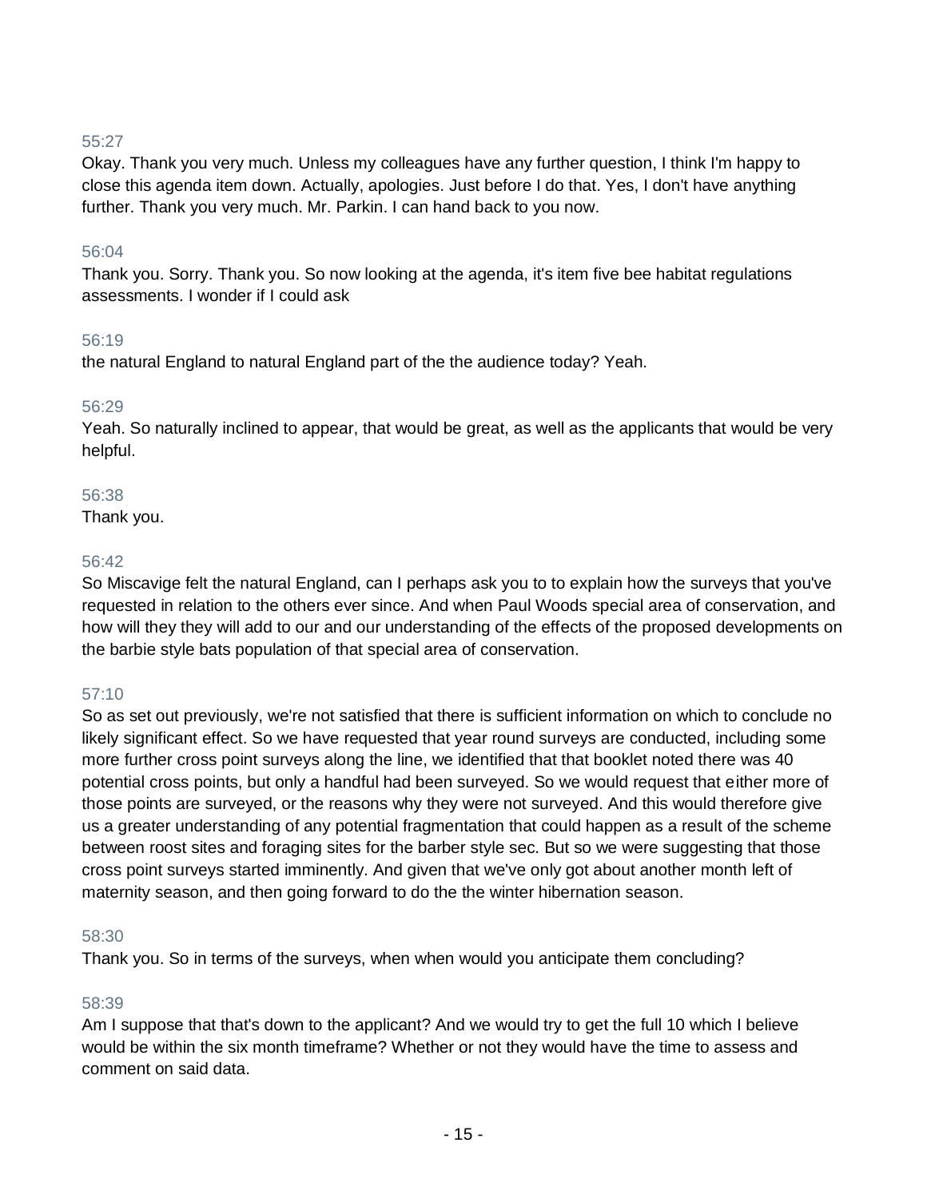55:27

Okay. Thank you very much. Unless my colleagues have any further question, I think I'm happy to close this agenda item down. Actually, apologies. Just before I do that. Yes, I don't have anything further. Thank you very much. Mr. Parkin. I can hand back to you now.

56:04

Thank you. Sorry. Thank you. So now looking at the agenda, it's item five bee habitat regulations assessments. I wonder if I could ask

56:19

the natural England to natural England part of the the audience today? Yeah.

56:29

Yeah. So naturally inclined to appear, that would be great, as well as the applicants that would be very helpful.

56:38

Thank you.

56:42

So Miscavige felt the natural England, can I perhaps ask you to to explain how the surveys that you've requested in relation to the others ever since. And when Paul Woods special area of conservation, and how will they they will add to our and our understanding of the effects of the proposed developments on the barbie style bats population of that special area of conservation.

57:10

So as set out previously, we're not satisfied that there is sufficient information on which to conclude no likely significant effect. So we have requested that year round surveys are conducted, including some more further cross point surveys along the line, we identified that that booklet noted there was 40 potential cross points, but only a handful had been surveyed. So we would request that either more of those points are surveyed, or the reasons why they were not surveyed. And this would therefore give us a greater understanding of any potential fragmentation that could happen as a result of the scheme between roost sites and foraging sites for the barber style sec. But so we were suggesting that those cross point surveys started imminently. And given that we've only got about another month left of maternity season, and then going forward to do the the winter hibernation season.

58:30

Thank you. So in terms of the surveys, when when would you anticipate them concluding?

58:39

Am I suppose that that's down to the applicant? And we would try to get the full 10 which I believe would be within the six month timeframe? Whether or not they would have the time to assess and comment on said data.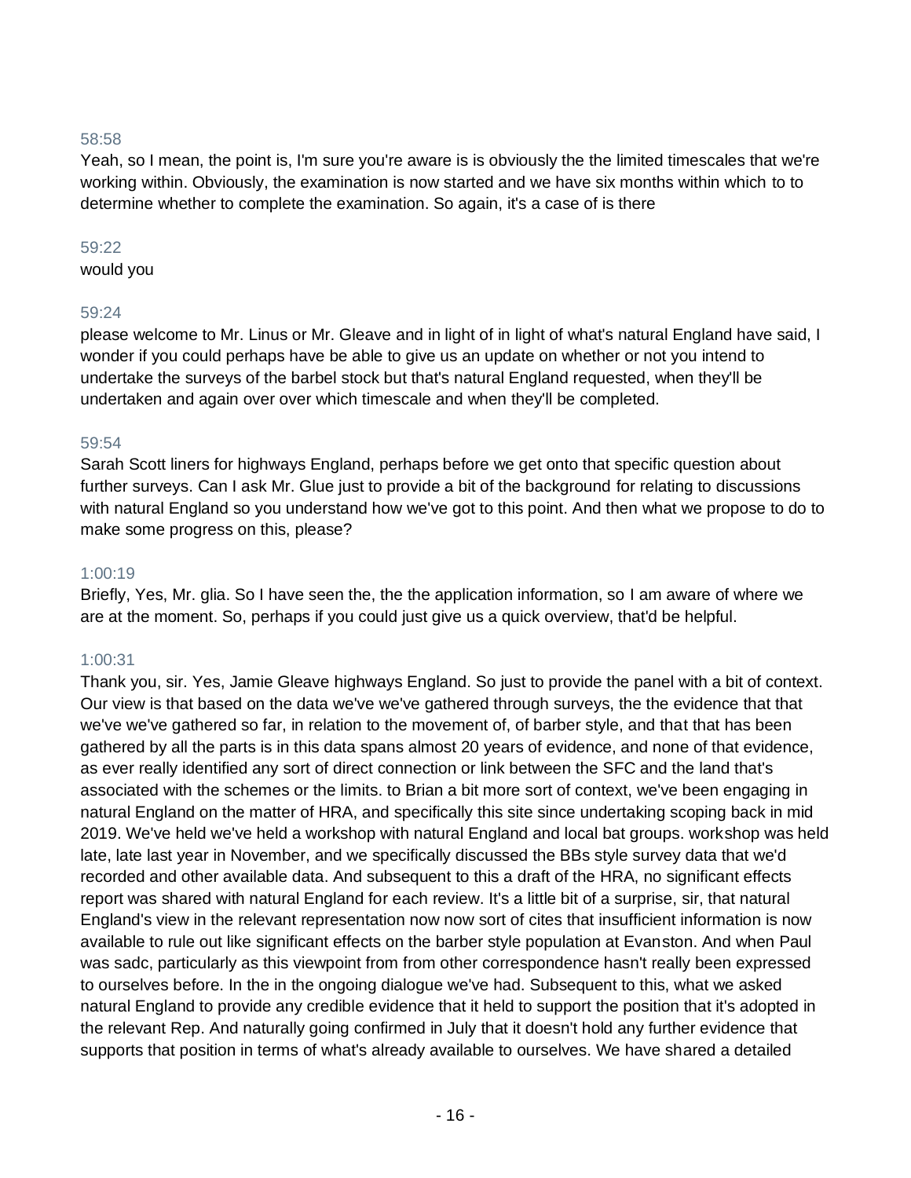58:58

Yeah, so I mean, the point is, I'm sure you're aware is is obviously the the limited timescales that we're working within. Obviously, the examination is now started and we have six months within which to to determine whether to complete the examination. So again, it's a case of is there

59:22

would you

59:24

please welcome to Mr. Linus or Mr. Gleave and in light of in light of what's natural England have said, I wonder if you could perhaps have be able to give us an update on whether or not you intend to undertake the surveys of the barbel stock but that's natural England requested, when they'll be undertaken and again over over which timescale and when they'll be completed.

59:54

Sarah Scott liners for highways England, perhaps before we get onto that specific question about further surveys. Can I ask Mr. Glue just to provide a bit of the background for relating to discussions with natural England so you understand how we've got to this point. And then what we propose to do to make some progress on this, please?

1:00:19

Briefly, Yes, Mr. glia. So I have seen the, the the application information, so I am aware of where we are at the moment. So, perhaps if you could just give us a quick overview, that'd be helpful.

1:00:31

Thank you, sir. Yes, Jamie Gleave highways England. So just to provide the panel with a bit of context. Our view is that based on the data we've we've gathered through surveys, the the evidence that that we've we've gathered so far, in relation to the movement of, of barber style, and that that has been gathered by all the parts is in this data spans almost 20 years of evidence, and none of that evidence, as ever really identified any sort of direct connection or link between the SFC and the land that's associated with the schemes or the limits. to Brian a bit more sort of context, we've been engaging in natural England on the matter of HRA, and specifically this site since undertaking scoping back in mid 2019. We've held we've held a workshop with natural England and local bat groups. workshop was held late, late last year in November, and we specifically discussed the BBs style survey data that we'd recorded and other available data. And subsequent to this a draft of the HRA, no significant effects report was shared with natural England for each review. It's a little bit of a surprise, sir, that natural England's view in the relevant representation now now sort of cites that insufficient information is now available to rule out like significant effects on the barber style population at Evanston. And when Paul was sadc, particularly as this viewpoint from from other correspondence hasn't really been expressed to ourselves before. In the in the ongoing dialogue we've had. Subsequent to this, what we asked natural England to provide any credible evidence that it held to support the position that it's adopted in the relevant Rep. And naturally going confirmed in July that it doesn't hold any further evidence that supports that position in terms of what's already available to ourselves. We have shared a detailed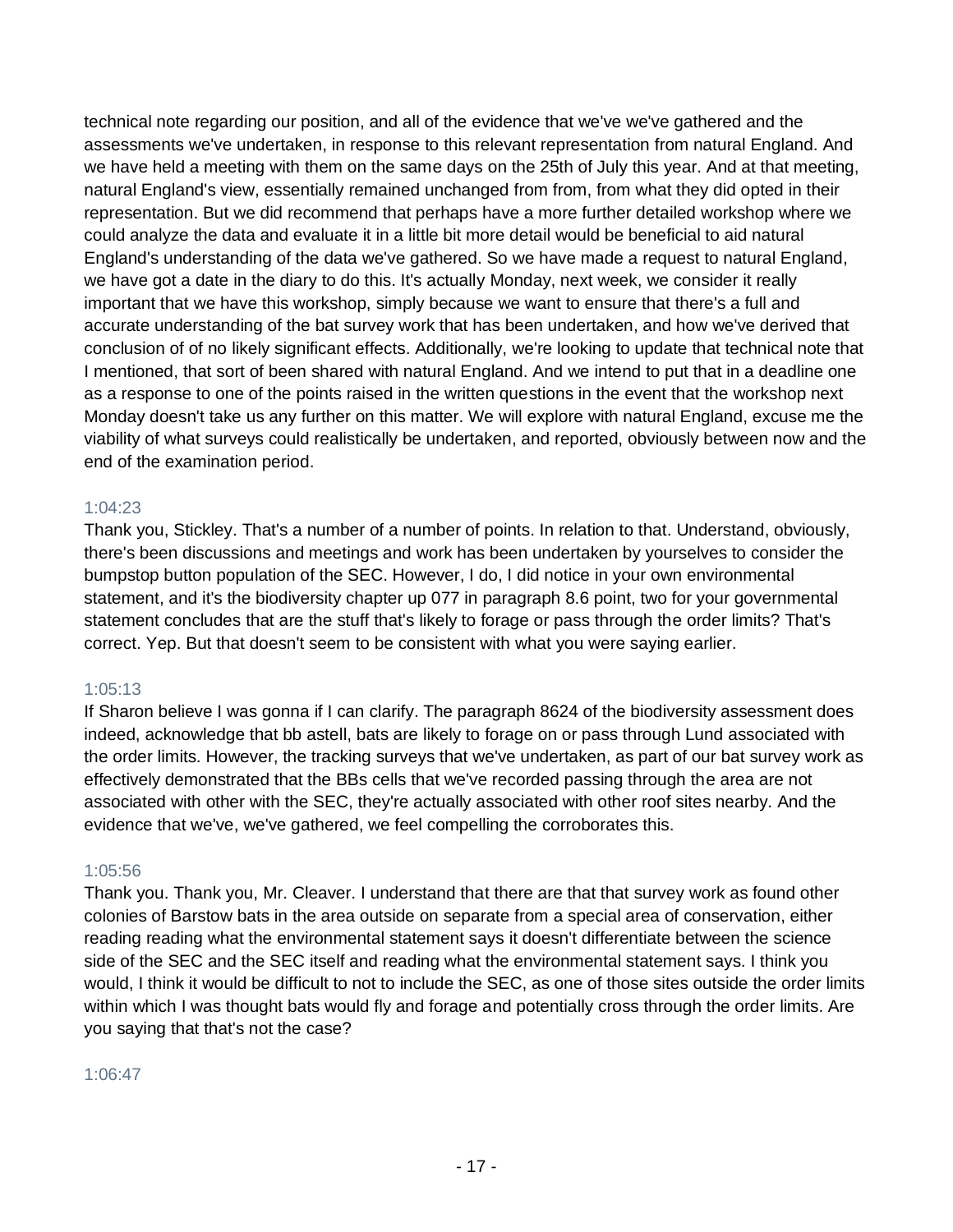technical note regarding our position, and all of the evidence that we've we've gathered and the assessments we've undertaken, in response to this relevant representation from natural England. And we have held a meeting with them on the same days on the 25th of July this year. And at that meeting, natural England's view, essentially remained unchanged from from, from what they did opted in their representation. But we did recommend that perhaps have a more further detailed workshop where we could analyze the data and evaluate it in a little bit more detail would be beneficial to aid natural England's understanding of the data we've gathered. So we have made a request to natural England, we have got a date in the diary to do this. It's actually Monday, next week, we consider it really important that we have this workshop, simply because we want to ensure that there's a full and accurate understanding of the bat survey work that has been undertaken, and how we've derived that conclusion of of no likely significant effects. Additionally, we're looking to update that technical note that I mentioned, that sort of been shared with natural England. And we intend to put that in a deadline one as a response to one of the points raised in the written questions in the event that the workshop next Monday doesn't take us any further on this matter. We will explore with natural England, excuse me the viability of what surveys could realistically be undertaken, and reported, obviously between now and the end of the examination period.

1:04:23

Thank you, Stickley. That's a number of a number of points. In relation to that. Understand, obviously, there's been discussions and meetings and work has been undertaken by yourselves to consider the bumpstop button population of the SEC. However, I do, I did notice in your own environmental statement, and it's the biodiversity chapter up 077 in paragraph 8.6 point, two for your governmental statement concludes that are the stuff that's likely to forage or pass through the order limits? That's correct. Yep. But that doesn't seem to be consistent with what you were saying earlier.

1:05:13

If Sharon believe I was gonna if I can clarify. The paragraph 8624 of the biodiversity assessment does indeed, acknowledge that bb astell, bats are likely to forage on or pass through Lund associated with the order limits. However, the tracking surveys that we've undertaken, as part of our bat survey work as effectively demonstrated that the BBs cells that we've recorded passing through the area are not associated with other with the SEC, they're actually associated with other roof sites nearby. And the evidence that we've, we've gathered, we feel compelling the corroborates this.

1:05:56

Thank you. Thank you, Mr. Cleaver. I understand that there are that that survey work as found other colonies of Barstow bats in the area outside on separate from a special area of conservation, either reading reading what the environmental statement says it doesn't differentiate between the science side of the SEC and the SEC itself and reading what the environmental statement says. I think you would, I think it would be difficult to not to include the SEC, as one of those sites outside the order limits within which I was thought bats would fly and forage and potentially cross through the order limits. Are you saying that that's not the case?

1:06:47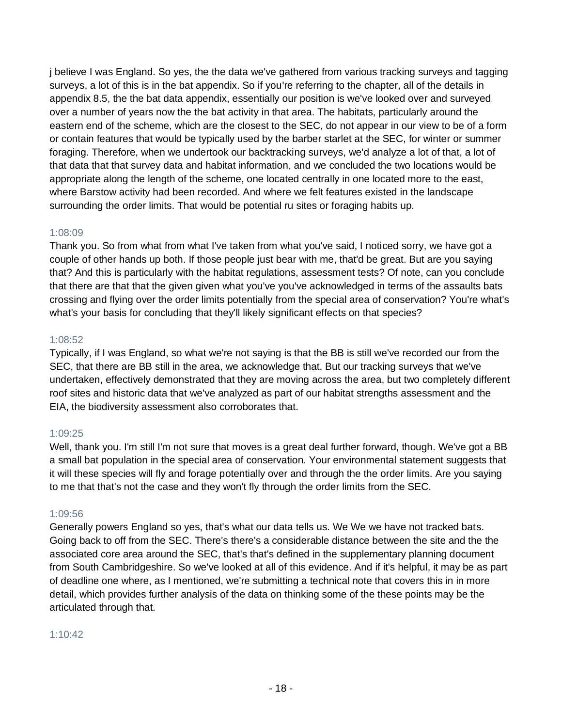j believe I was England. So yes, the the data we've gathered from various tracking surveys and tagging surveys, a lot of this is in the bat appendix. So if you're referring to the chapter, all of the details in appendix 8.5, the the bat data appendix, essentially our position is we've looked over and surveyed over a number of years now the the bat activity in that area. The habitats, particularly around the eastern end of the scheme, which are the closest to the SEC, do not appear in our view to be of a form or contain features that would be typically used by the barber starlet at the SEC, for winter or summer foraging. Therefore, when we undertook our backtracking surveys, we'd analyze a lot of that, a lot of that data that that survey data and habitat information, and we concluded the two locations would be appropriate along the length of the scheme, one located centrally in one located more to the east, where Barstow activity had been recorded. And where we felt features existed in the landscape surrounding the order limits. That would be potential ru sites or foraging habits up.

1:08:09

Thank you. So from what from what I've taken from what you've said, I noticed sorry, we have got a couple of other hands up both. If those people just bear with me, that'd be great. But are you saying that? And this is particularly with the habitat regulations, assessment tests? Of note, can you conclude that there are that that the given given what you've you've acknowledged in terms of the assaults bats crossing and flying over the order limits potentially from the special area of conservation? You're what's what's your basis for concluding that they'll likely significant effects on that species?

1:08:52

Typically, if I was England, so what we're not saying is that the BB is still we've recorded our from the SEC, that there are BB still in the area, we acknowledge that. But our tracking surveys that we've undertaken, effectively demonstrated that they are moving across the area, but two completely different roof sites and historic data that we've analyzed as part of our habitat strengths assessment and the EIA, the biodiversity assessment also corroborates that.

1:09:25

Well, thank you. I'm still I'm not sure that moves is a great deal further forward, though. We've got a BB a small bat population in the special area of conservation. Your environmental statement suggests that it will these species will fly and forage potentially over and through the the order limits. Are you saying to me that that's not the case and they won't fly through the order limits from the SEC.

1:09:56

Generally powers England so yes, that's what our data tells us. We We we have not tracked bats. Going back to off from the SEC. There's there's a considerable distance between the site and the the associated core area around the SEC, that's that's defined in the supplementary planning document from South Cambridgeshire. So we've looked at all of this evidence. And if it's helpful, it may be as part of deadline one where, as I mentioned, we're submitting a technical note that covers this in in more detail, which provides further analysis of the data on thinking some of the these points may be the articulated through that.

1:10:42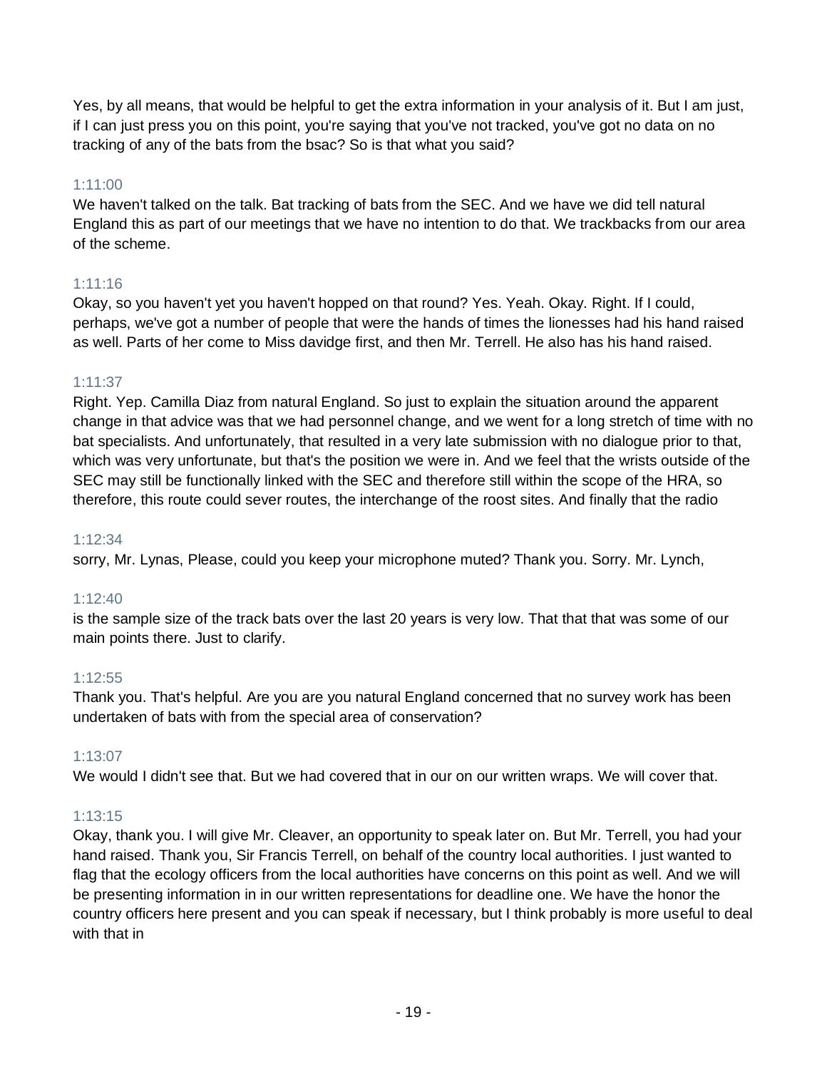Yes, by all means, that would be helpful to get the extra information in your analysis of it. But I am just, if I can just press you on this point, you're saying that you've not tracked, you've got no data on no tracking of any of the bats from the bsac? So is that what you said?

1:11:00

We haven't talked on the talk. Bat tracking of bats from the SEC. And we have we did tell natural England this as part of our meetings that we have no intention to do that. We trackbacks from our area of the scheme.

1:11:16

Okay, so you haven't yet you haven't hopped on that round? Yes. Yeah. Okay. Right. If I could, perhaps, we've got a number of people that were the hands of times the lionesses had his hand raised as well. Parts of her come to Miss davidge first, and then Mr. Terrell. He also has his hand raised.

1:11:37

Right. Yep. Camilla Diaz from natural England. So just to explain the situation around the apparent change in that advice was that we had personnel change, and we went for a long stretch of time with no bat specialists. And unfortunately, that resulted in a very late submission with no dialogue prior to that, which was very unfortunate, but that's the position we were in. And we feel that the wrists outside of the SEC may still be functionally linked with the SEC and therefore still within the scope of the HRA, so therefore, this route could sever routes, the interchange of the roost sites. And finally that the radio

1:12:34

sorry, Mr. Lynas, Please, could you keep your microphone muted? Thank you. Sorry. Mr. Lynch,

1:12:40

is the sample size of the track bats over the last 20 years is very low. That that that was some of our main points there. Just to clarify.

1:12:55

Thank you. That's helpful. Are you are you natural England concerned that no survey work has been undertaken of bats with from the special area of conservation?

1:13:07

We would I didn't see that. But we had covered that in our on our written wraps. We will cover that.

1:13:15

Okay, thank you. I will give Mr. Cleaver, an opportunity to speak later on. But Mr. Terrell, you had your hand raised. Thank you, Sir Francis Terrell, on behalf of the country local authorities. I just wanted to flag that the ecology officers from the local authorities have concerns on this point as well. And we will be presenting information in in our written representations for deadline one. We have the honor the country officers here present and you can speak if necessary, but I think probably is more useful to deal with that in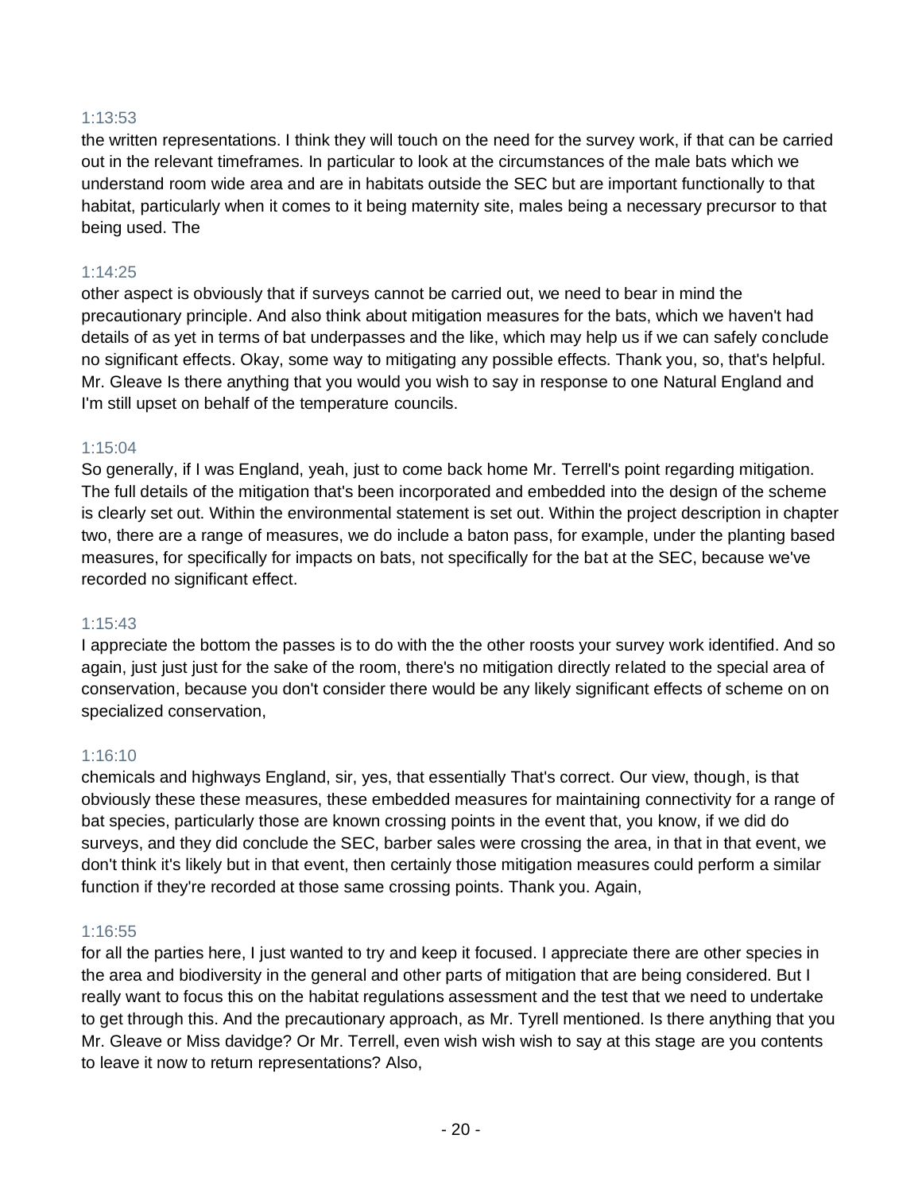1:13:53

the written representations. I think they will touch on the need for the survey work, if that can be carried out in the relevant timeframes. In particular to look at the circumstances of the male bats which we understand room wide area and are in habitats outside the SEC but are important functionally to that habitat, particularly when it comes to it being maternity site, males being a necessary precursor to that being used. The

1:14:25

other aspect is obviously that if surveys cannot be carried out, we need to bear in mind the precautionary principle. And also think about mitigation measures for the bats, which we haven't had details of as yet in terms of bat underpasses and the like, which may help us if we can safely conclude no significant effects. Okay, some way to mitigating any possible effects. Thank you, so, that's helpful. Mr. Gleave Is there anything that you would you wish to say in response to one Natural England and I'm still upset on behalf of the temperature councils.

1:15:04

So generally, if I was England, yeah, just to come back home Mr. Terrell's point regarding mitigation. The full details of the mitigation that's been incorporated and embedded into the design of the scheme is clearly set out. Within the environmental statement is set out. Within the project description in chapter two, there are a range of measures, we do include a baton pass, for example, under the planting based measures, for specifically for impacts on bats, not specifically for the bat at the SEC, because we've recorded no significant effect.

1:15:43

I appreciate the bottom the passes is to do with the the other roosts your survey work identified. And so again, just just just for the sake of the room, there's no mitigation directly related to the special area of conservation, because you don't consider there would be any likely significant effects of scheme on on specialized conservation,

1:16:10

chemicals and highways England, sir, yes, that essentially That's correct. Our view, though, is that obviously these these measures, these embedded measures for maintaining connectivity for a range of bat species, particularly those are known crossing points in the event that, you know, if we did do surveys, and they did conclude the SEC, barber sales were crossing the area, in that in that event, we don't think it's likely but in that event, then certainly those mitigation measures could perform a similar function if they're recorded at those same crossing points. Thank you. Again,

1:16:55

for all the parties here, I just wanted to try and keep it focused. I appreciate there are other species in the area and biodiversity in the general and other parts of mitigation that are being considered. But I really want to focus this on the habitat regulations assessment and the test that we need to undertake to get through this. And the precautionary approach, as Mr. Tyrell mentioned. Is there anything that you Mr. Gleave or Miss davidge? Or Mr. Terrell, even wish wish wish to say at this stage are you contents to leave it now to return representations? Also,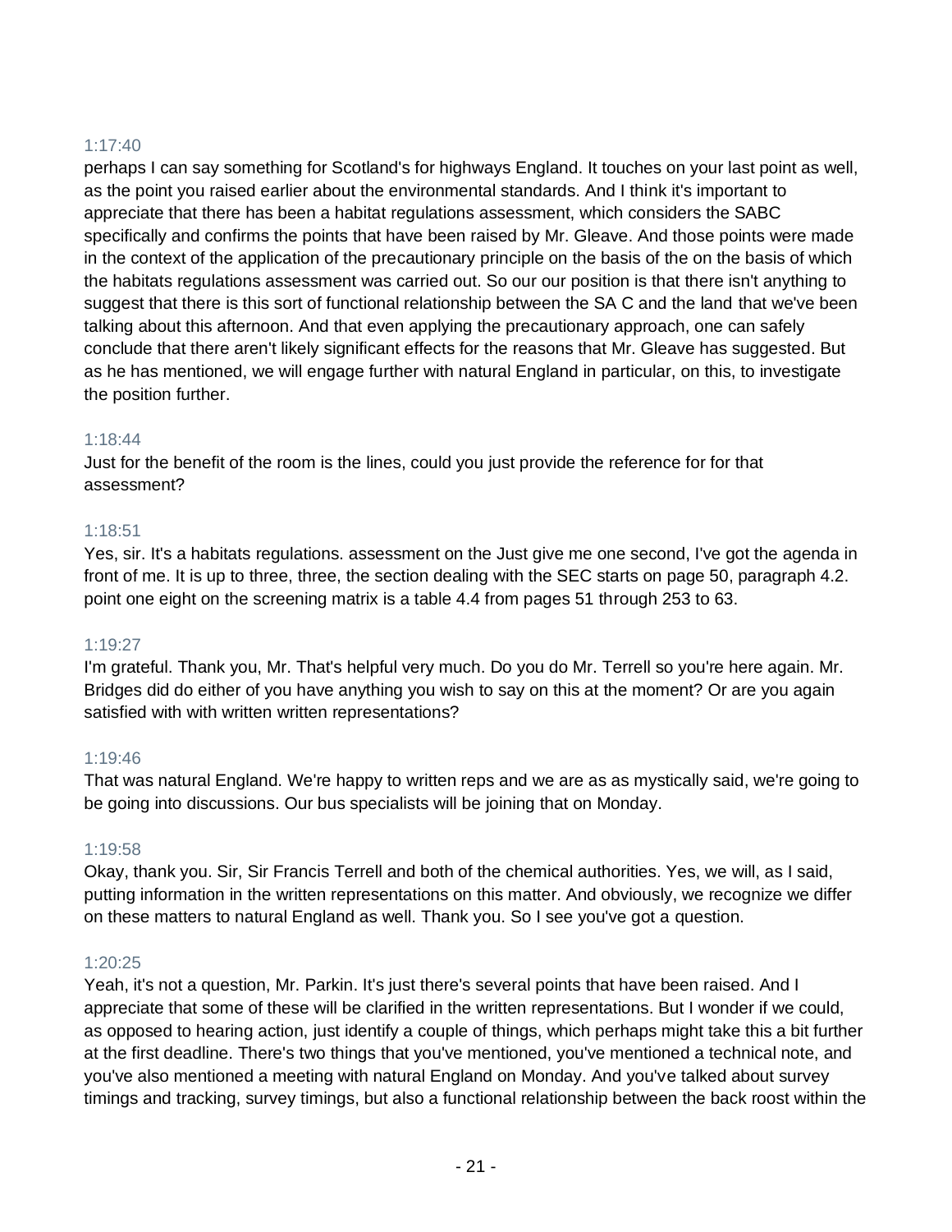1:17:40

perhaps I can say something for Scotland's for highways England. It touches on your last point as well, as the point you raised earlier about the environmental standards. And I think it's important to appreciate that there has been a habitat regulations assessment, which considers the SABC specifically and confirms the points that have been raised by Mr. Gleave. And those points were made in the context of the application of the precautionary principle on the basis of the on the basis of which the habitats regulations assessment was carried out. So our our position is that there isn't anything to suggest that there is this sort of functional relationship between the SA C and the land that we've been talking about this afternoon. And that even applying the precautionary approach, one can safely conclude that there aren't likely significant effects for the reasons that Mr. Gleave has suggested. But as he has mentioned, we will engage further with natural England in particular, on this, to investigate the position further.

1:18:44

Just for the benefit of the room is the lines, could you just provide the reference for for that assessment?

1:18:51

Yes, sir. It's a habitats regulations. assessment on the Just give me one second, I've got the agenda in front of me. It is up to three, three, the section dealing with the SEC starts on page 50, paragraph 4.2. point one eight on the screening matrix is a table 4.4 from pages 51 through 253 to 63.

1:19:27

I'm grateful. Thank you, Mr. That's helpful very much. Do you do Mr. Terrell so you're here again. Mr. Bridges did do either of you have anything you wish to say on this at the moment? Or are you again satisfied with with written written representations?

1:19:46

That was natural England. We're happy to written reps and we are as as mystically said, we're going to be going into discussions. Our bus specialists will be joining that on Monday.

1:19:58

Okay, thank you. Sir, Sir Francis Terrell and both of the chemical authorities. Yes, we will, as I said, putting information in the written representations on this matter. And obviously, we recognize we differ on these matters to natural England as well. Thank you. So I see you've got a question.

1:20:25

Yeah, it's not a question, Mr. Parkin. It's just there's several points that have been raised. And I appreciate that some of these will be clarified in the written representations. But I wonder if we could, as opposed to hearing action, just identify a couple of things, which perhaps might take this a bit further at the first deadline. There's two things that you've mentioned, you've mentioned a technical note, and you've also mentioned a meeting with natural England on Monday. And you've talked about survey timings and tracking, survey timings, but also a functional relationship between the back roost within the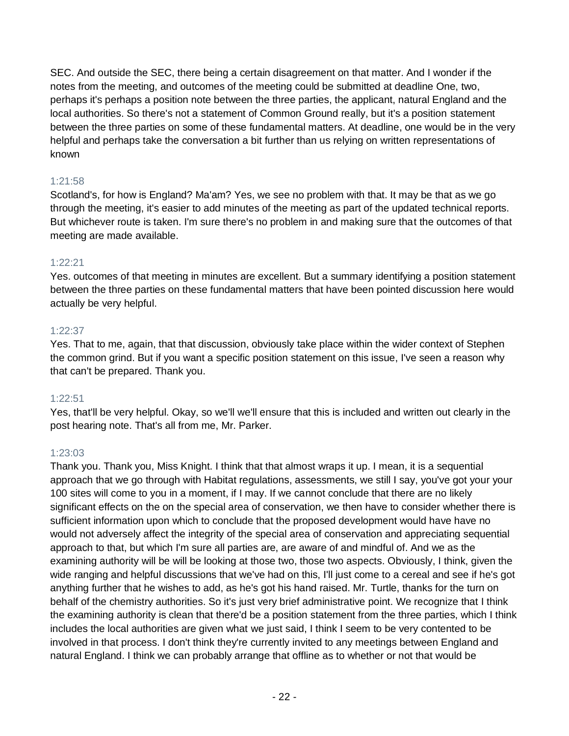SEC. And outside the SEC, there being a certain disagreement on that matter. And I wonder if the notes from the meeting, and outcomes of the meeting could be submitted at deadline One, two, perhaps it's perhaps a position note between the three parties, the applicant, natural England and the local authorities. So there's not a statement of Common Ground really, but it's a position statement between the three parties on some of these fundamental matters. At deadline, one would be in the very helpful and perhaps take the conversation a bit further than us relying on written representations of known

1:21:58

Scotland's, for how is England? Ma'am? Yes, we see no problem with that. It may be that as we go through the meeting, it's easier to add minutes of the meeting as part of the updated technical reports. But whichever route is taken. I'm sure there's no problem in and making sure that the outcomes of that meeting are made available.

1:22:21

Yes. outcomes of that meeting in minutes are excellent. But a summary identifying a position statement between the three parties on these fundamental matters that have been pointed discussion here would actually be very helpful.

1:22:37

Yes. That to me, again, that that discussion, obviously take place within the wider context of Stephen the common grind. But if you want a specific position statement on this issue, I've seen a reason why that can't be prepared. Thank you.

1:22:51

Yes, that'll be very helpful. Okay, so we'll we'll ensure that this is included and written out clearly in the post hearing note. That's all from me, Mr. Parker.

1:23:03

Thank you. Thank you, Miss Knight. I think that that almost wraps it up. I mean, it is a sequential approach that we go through with Habitat regulations, assessments, we still I say, you've got your your 100 sites will come to you in a moment, if I may. If we cannot conclude that there are no likely significant effects on the on the special area of conservation, we then have to consider whether there is sufficient information upon which to conclude that the proposed development would have have no would not adversely affect the integrity of the special area of conservation and appreciating sequential approach to that, but which I'm sure all parties are, are aware of and mindful of. And we as the examining authority will be will be looking at those two, those two aspects. Obviously, I think, given the wide ranging and helpful discussions that we've had on this, I'll just come to a cereal and see if he's got anything further that he wishes to add, as he's got his hand raised. Mr. Turtle, thanks for the turn on behalf of the chemistry authorities. So it's just very brief administrative point. We recognize that I think the examining authority is clean that there'd be a position statement from the three parties, which I think includes the local authorities are given what we just said, I think I seem to be very contented to be involved in that process. I don't think they're currently invited to any meetings between England and natural England. I think we can probably arrange that offline as to whether or not that would be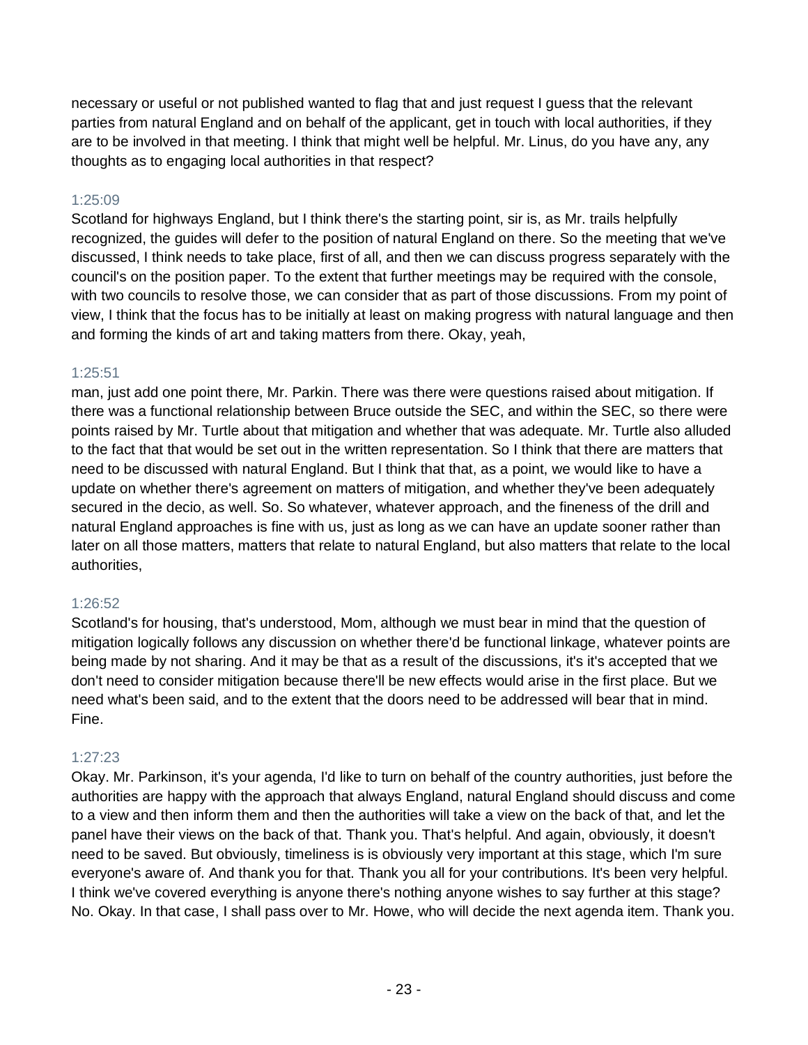necessary or useful or not published wanted to flag that and just request I guess that the relevant parties from natural England and on behalf of the applicant, get in touch with local authorities, if they are to be involved in that meeting. I think that might well be helpful. Mr. Linus, do you have any, any thoughts as to engaging local authorities in that respect?

1:25:09

Scotland for highways England, but I think there's the starting point, sir is, as Mr. trails helpfully recognized, the guides will defer to the position of natural England on there. So the meeting that we've discussed, I think needs to take place, first of all, and then we can discuss progress separately with the council's on the position paper. To the extent that further meetings may be required with the console, with two councils to resolve those, we can consider that as part of those discussions. From my point of view, I think that the focus has to be initially at least on making progress with natural language and then and forming the kinds of art and taking matters from there. Okay, yeah,

1:25:51

man, just add one point there, Mr. Parkin. There was there were questions raised about mitigation. If there was a functional relationship between Bruce outside the SEC, and within the SEC, so there were points raised by Mr. Turtle about that mitigation and whether that was adequate. Mr. Turtle also alluded to the fact that that would be set out in the written representation. So I think that there are matters that need to be discussed with natural England. But I think that that, as a point, we would like to have a update on whether there's agreement on matters of mitigation, and whether they've been adequately secured in the decio, as well. So. So whatever, whatever approach, and the fineness of the drill and natural England approaches is fine with us, just as long as we can have an update sooner rather than later on all those matters, matters that relate to natural England, but also matters that relate to the local authorities,

1:26:52

Scotland's for housing, that's understood, Mom, although we must bear in mind that the question of mitigation logically follows any discussion on whether there'd be functional linkage, whatever points are being made by not sharing. And it may be that as a result of the discussions, it's it's accepted that we don't need to consider mitigation because there'll be new effects would arise in the first place. But we need what's been said, and to the extent that the doors need to be addressed will bear that in mind. Fine.

1:27:23

Okay. Mr. Parkinson, it's your agenda, I'd like to turn on behalf of the country authorities, just before the authorities are happy with the approach that always England, natural England should discuss and come to a view and then inform them and then the authorities will take a view on the back of that, and let the panel have their views on the back of that. Thank you. That's helpful. And again, obviously, it doesn't need to be saved. But obviously, timeliness is is obviously very important at this stage, which I'm sure everyone's aware of. And thank you for that. Thank you all for your contributions. It's been very helpful. I think we've covered everything is anyone there's nothing anyone wishes to say further at this stage? No. Okay. In that case, I shall pass over to Mr. Howe, who will decide the next agenda item. Thank you.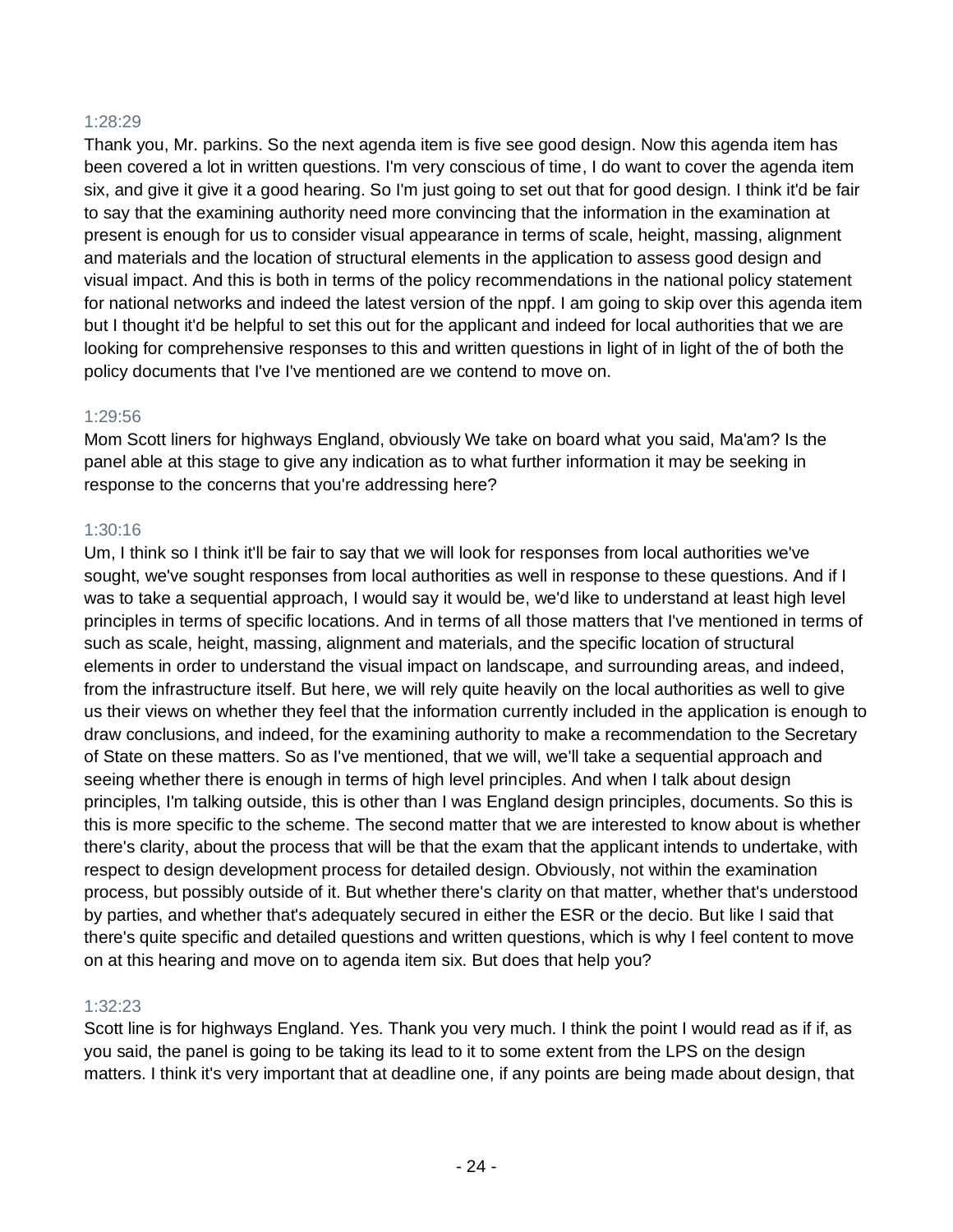1:28:29

Thank you, Mr. parkins. So the next agenda item is five see good design. Now this agenda item has been covered a lot in written questions. I'm very conscious of time, I do want to cover the agenda item six, and give it give it a good hearing. So I'm just going to set out that for good design. I think it'd be fair to say that the examining authority need more convincing that the information in the examination at present is enough for us to consider visual appearance in terms of scale, height, massing, alignment and materials and the location of structural elements in the application to assess good design and visual impact. And this is both in terms of the policy recommendations in the national policy statement for national networks and indeed the latest version of the nppf. I am going to skip over this agenda item but I thought it'd be helpful to set this out for the applicant and indeed for local authorities that we are looking for comprehensive responses to this and written questions in light of in light of the of both the policy documents that I've I've mentioned are we contend to move on.

1:29:56

Mom Scott liners for highways England, obviously We take on board what you said, Ma'am? Is the panel able at this stage to give any indication as to what further information it may be seeking in response to the concerns that you're addressing here?

1:30:16

Um, I think so I think it'll be fair to say that we will look for responses from local authorities we've sought, we've sought responses from local authorities as well in response to these questions. And if I was to take a sequential approach, I would say it would be, we'd like to understand at least high level principles in terms of specific locations. And in terms of all those matters that I've mentioned in terms of such as scale, height, massing, alignment and materials, and the specific location of structural elements in order to understand the visual impact on landscape, and surrounding areas, and indeed, from the infrastructure itself. But here, we will rely quite heavily on the local authorities as well to give us their views on whether they feel that the information currently included in the application is enough to draw conclusions, and indeed, for the examining authority to make a recommendation to the Secretary of State on these matters. So as I've mentioned, that we will, we'll take a sequential approach and seeing whether there is enough in terms of high level principles. And when I talk about design principles, I'm talking outside, this is other than I was England design principles, documents. So this is this is more specific to the scheme. The second matter that we are interested to know about is whether there's clarity, about the process that will be that the exam that the applicant intends to undertake, with respect to design development process for detailed design. Obviously, not within the examination process, but possibly outside of it. But whether there's clarity on that matter, whether that's understood by parties, and whether that's adequately secured in either the ESR or the decio. But like I said that there's quite specific and detailed questions and written questions, which is why I feel content to move on at this hearing and move on to agenda item six. But does that help you?

1:32:23

Scott line is for highways England. Yes. Thank you very much. I think the point I would read as if if, as you said, the panel is going to be taking its lead to it to some extent from the LPS on the design matters. I think it's very important that at deadline one, if any points are being made about design, that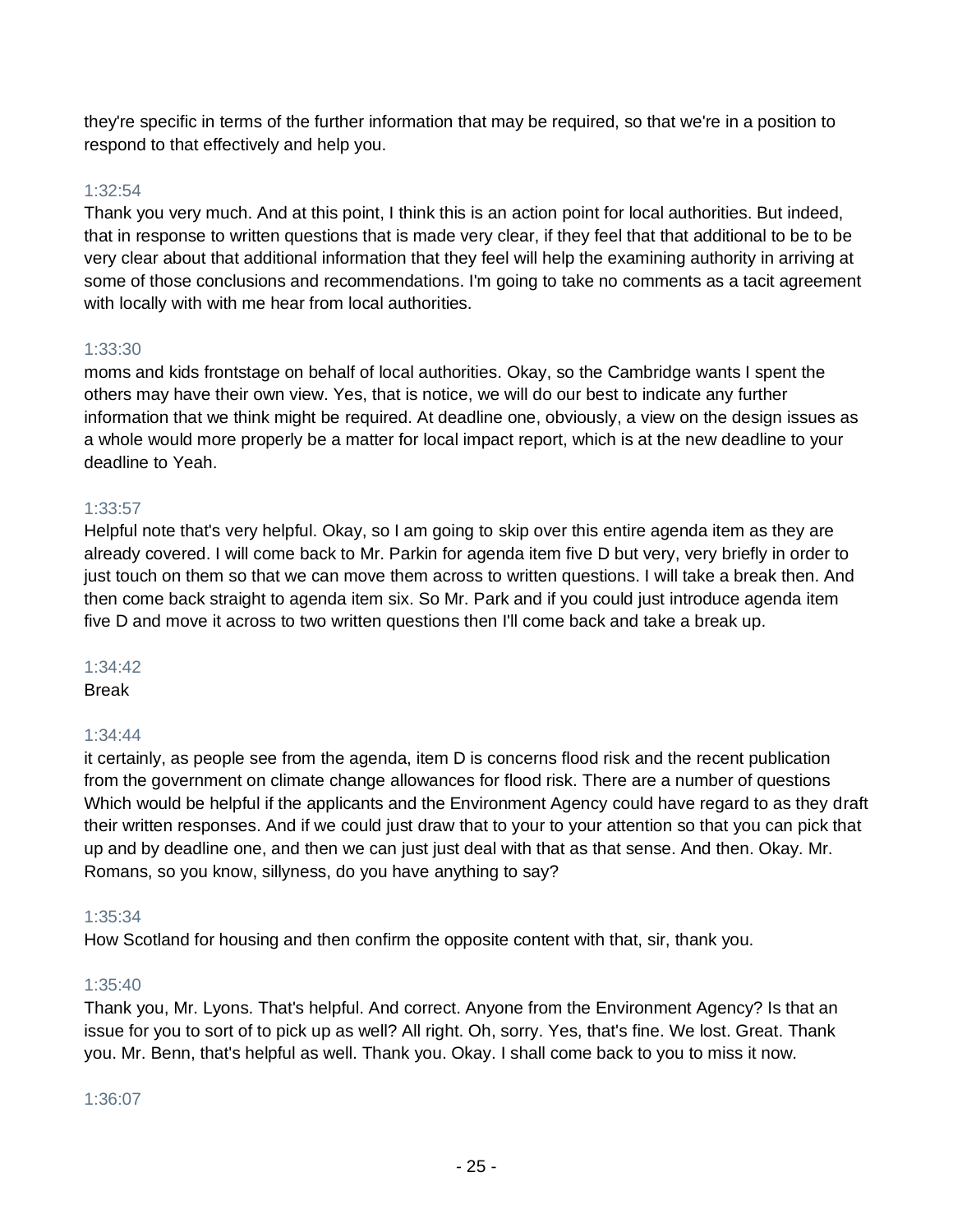they're specific in terms of the further information that may be required, so that we're in a position to respond to that effectively and help you.

1:32:54

Thank you very much. And at this point, I think this is an action point for local authorities. But indeed, that in response to written questions that is made very clear, if they feel that that additional to be to be very clear about that additional information that they feel will help the examining authority in arriving at some of those conclusions and recommendations. I'm going to take no comments as a tacit agreement with locally with with me hear from local authorities.

1:33:30

moms and kids frontstage on behalf of local authorities. Okay, so the Cambridge wants I spent the others may have their own view. Yes, that is notice, we will do our best to indicate any further information that we think might be required. At deadline one, obviously, a view on the design issues as a whole would more properly be a matter for local impact report, which is at the new deadline to your deadline to Yeah.

1:33:57

Helpful note that's very helpful. Okay, so I am going to skip over this entire agenda item as they are already covered. I will come back to Mr. Parkin for agenda item five D but very, very briefly in order to just touch on them so that we can move them across to written questions. I will take a break then. And then come back straight to agenda item six. So Mr. Park and if you could just introduce agenda item five D and move it across to two written questions then I'll come back and take a break up.

1:34:42

Break

1:34:44

it certainly, as people see from the agenda, item D is concerns flood risk and the recent publication from the government on climate change allowances for flood risk. There are a number of questions Which would be helpful if the applicants and the Environment Agency could have regard to as they draft their written responses. And if we could just draw that to your to your attention so that you can pick that up and by deadline one, and then we can just just deal with that as that sense. And then. Okay. Mr. Romans, so you know, sillyness, do you have anything to say?

1:35:34

How Scotland for housing and then confirm the opposite content with that, sir, thank you.

1:35:40

Thank you, Mr. Lyons. That's helpful. And correct. Anyone from the Environment Agency? Is that an issue for you to sort of to pick up as well? All right. Oh, sorry. Yes, that's fine. We lost. Great. Thank you. Mr. Benn, that's helpful as well. Thank you. Okay. I shall come back to you to miss it now.

1:36:07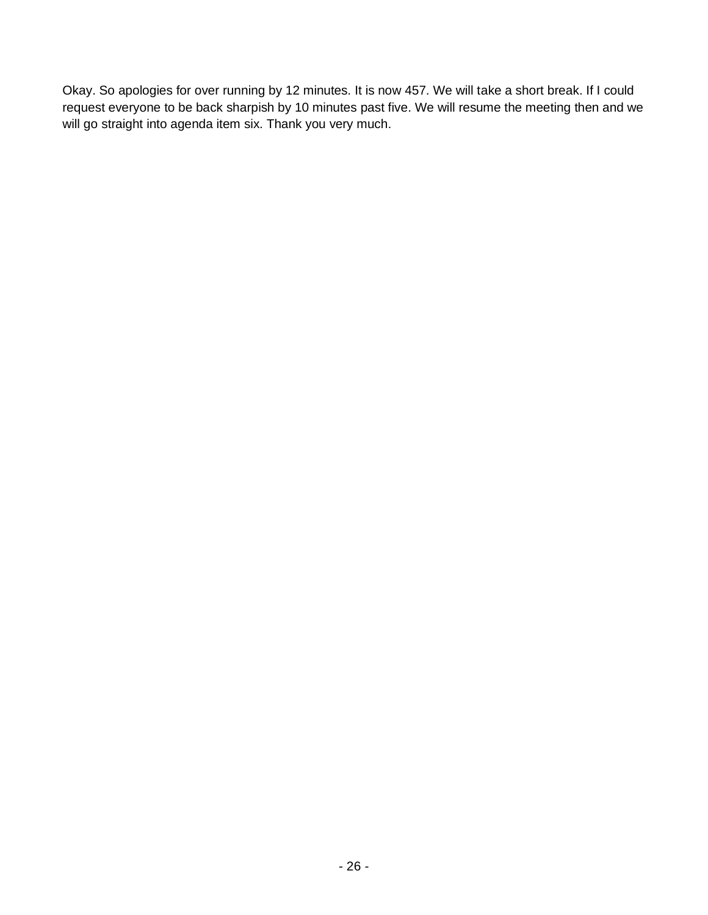Okay. So apologies for over running by 12 minutes. It is now 457. We will take a short break. If I could request everyone to be back sharpish by 10 minutes past five. We will resume the meeting then and we will go straight into agenda item six. Thank you very much.